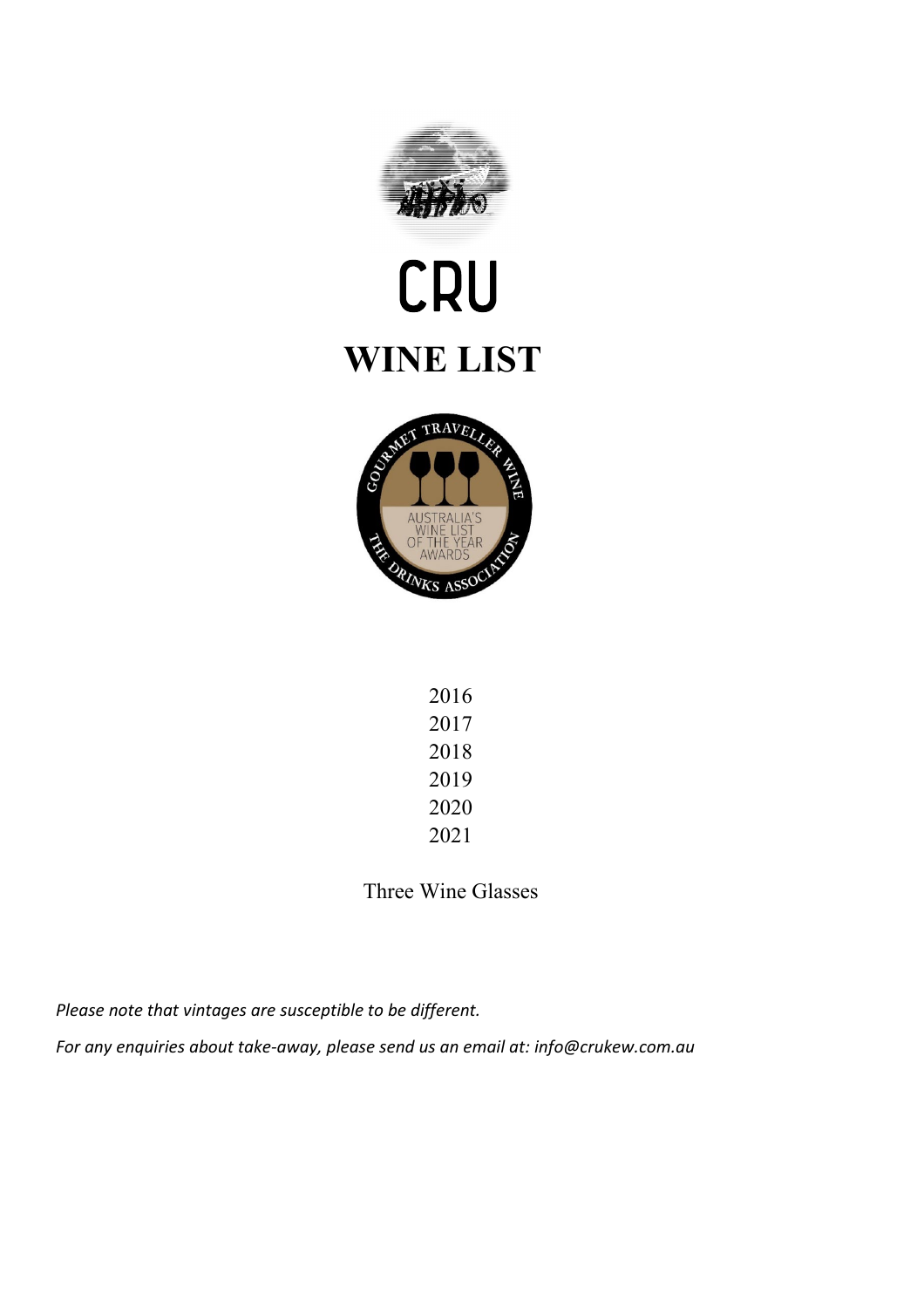# CRU

# WINE LIST

2016
2017
2018
2019
2020
2021

Three Wine Glasses

*Please note that vintages are susceptible to be different.*

*For any enquiries about take-away, please send us an email at: info@crukew.com.au*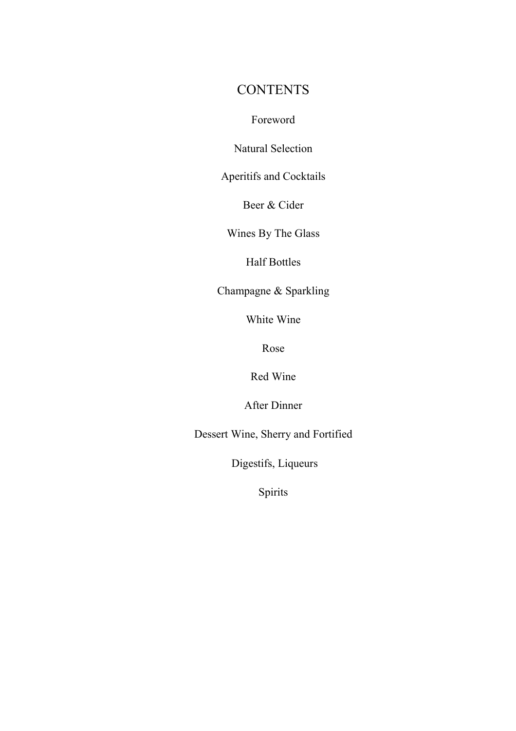# CONTENTS

Foreword

Natural Selection

Aperitifs and Cocktails

Beer & Cider

Wines By The Glass

Half Bottles

Champagne & Sparkling

White Wine

Rose

Red Wine

After Dinner

Dessert Wine, Sherry and Fortified

Digestifs, Liqueurs

Spirits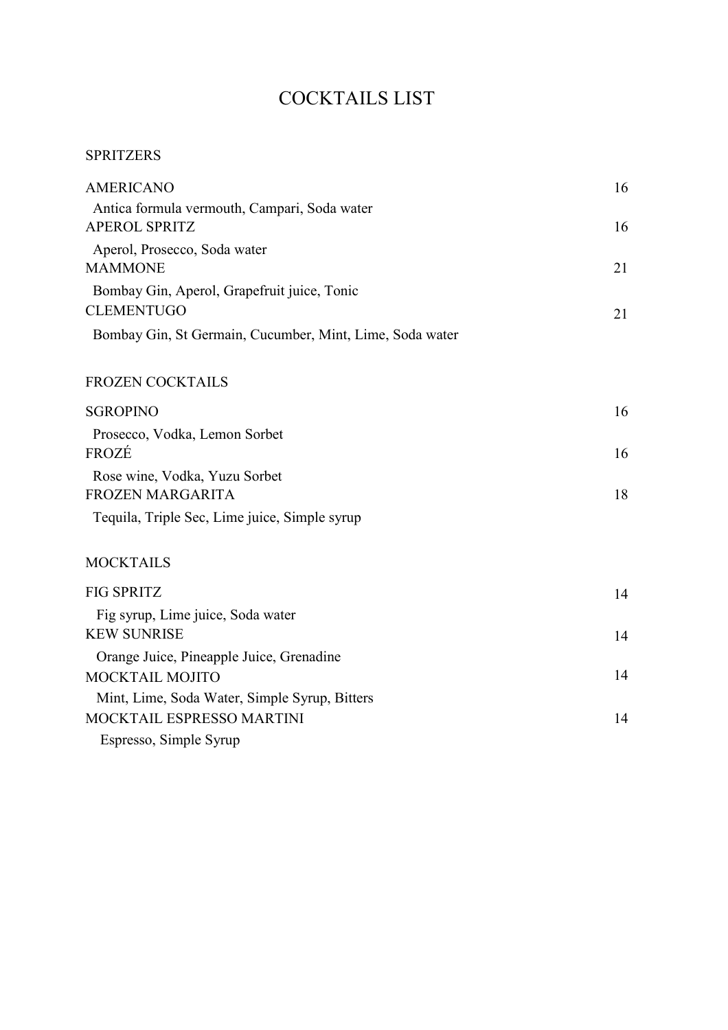# COCKTAILS LIST

## SPRITZERS

**AMERICANO** 16
Antica formula vermouth, Campari, Soda water

**APEROL SPRITZ** 16
Aperol, Prosecco, Soda water

**MAMMONE** 21
Bombay Gin, Aperol, Grapefruit juice, Tonic

**CLEMENTUGO** 21
Bombay Gin, St Germain, Cucumber, Mint, Lime, Soda water

## FROZEN COCKTAILS

**SGROPINO** 16
Prosecco, Vodka, Lemon Sorbet

**FROZÉ** 16
Rose wine, Vodka, Yuzu Sorbet

**FROZEN MARGARITA** 18
Tequila, Triple Sec, Lime juice, Simple syrup

## MOCKTAILS

**FIG SPRITZ** 14
Fig syrup, Lime juice, Soda water

**KEW SUNRISE** 14
Orange Juice, Pineapple Juice, Grenadine

**MOCKTAIL MOJITO** 14
Mint, Lime, Soda Water, Simple Syrup, Bitters

**MOCKTAIL ESPRESSO MARTINI** 14
Espresso, Simple Syrup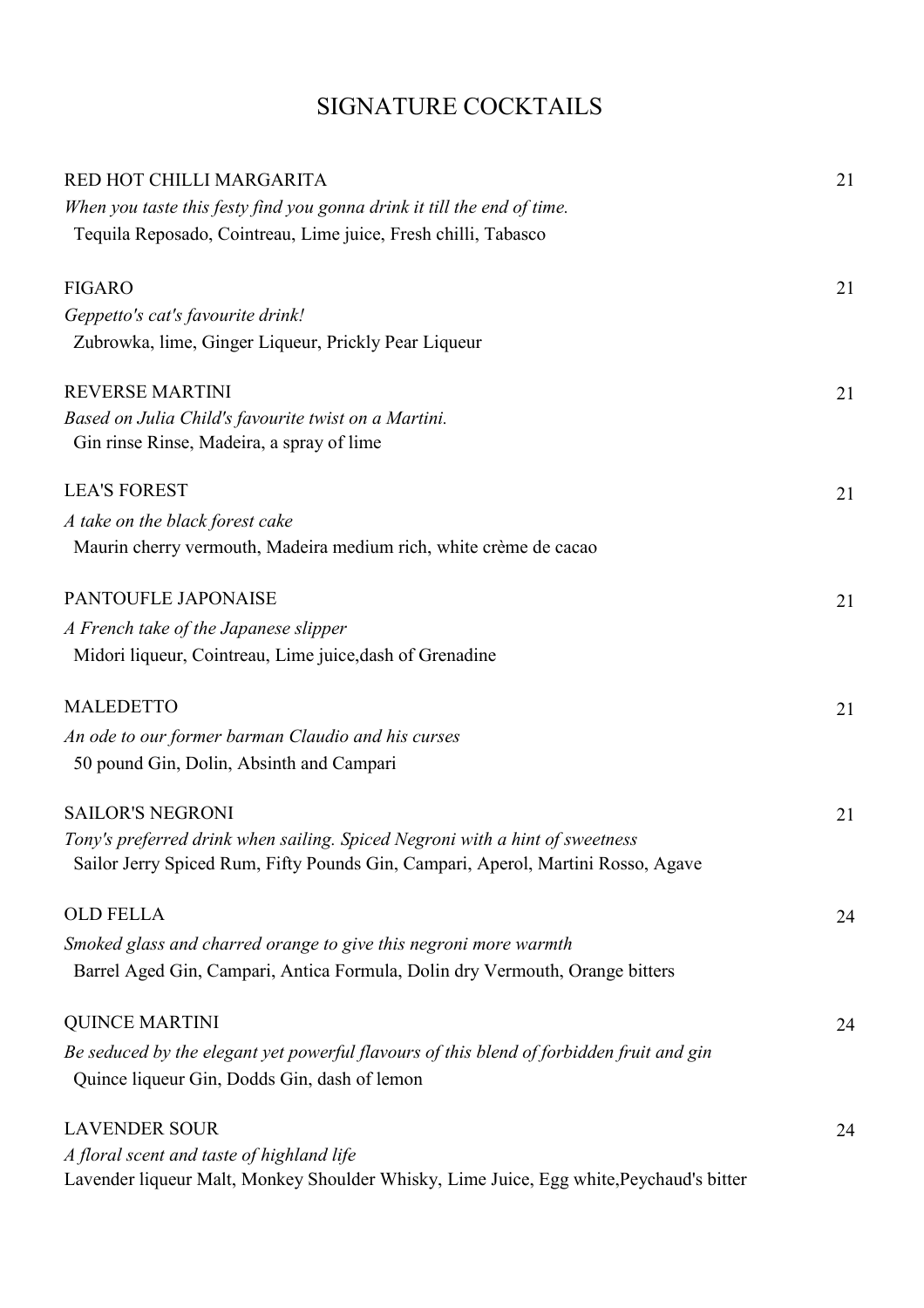# SIGNATURE COCKTAILS

RED HOT CHILLI MARGARITA — 21

*When you taste this festy find you gonna drink it till the end of time.*

Tequila Reposado, Cointreau, Lime juice, Fresh chilli, Tabasco

FIGARO — 21

*Geppetto's cat's favourite drink!*

Zubrowka, lime, Ginger Liqueur, Prickly Pear Liqueur

REVERSE MARTINI — 21

*Based on Julia Child's favourite twist on a Martini.*

Gin rinse Rinse, Madeira, a spray of lime

LEA'S FOREST — 21

*A take on the black forest cake*

Maurin cherry vermouth, Madeira medium rich, white crème de cacao

PANTOUFLE JAPONAISE — 21

*A French take of the Japanese slipper*

Midori liqueur, Cointreau, Lime juice,dash of Grenadine

MALEDETTO — 21

*An ode to our former barman Claudio and his curses*

50 pound Gin, Dolin, Absinth and Campari

SAILOR'S NEGRONI — 21

*Tony's preferred drink when sailing. Spiced Negroni with a hint of sweetness*

Sailor Jerry Spiced Rum, Fifty Pounds Gin, Campari, Aperol, Martini Rosso, Agave

OLD FELLA — 24

*Smoked glass and charred orange to give this negroni more warmth*

Barrel Aged Gin, Campari, Antica Formula, Dolin dry Vermouth, Orange bitters

QUINCE MARTINI — 24

*Be seduced by the elegant yet powerful flavours of this blend of forbidden fruit and gin*

Quince liqueur Gin, Dodds Gin, dash of lemon

LAVENDER SOUR — 24

*A floral scent and taste of highland life*

Lavender liqueur Malt, Monkey Shoulder Whisky, Lime Juice, Egg white,Peychaud's bitter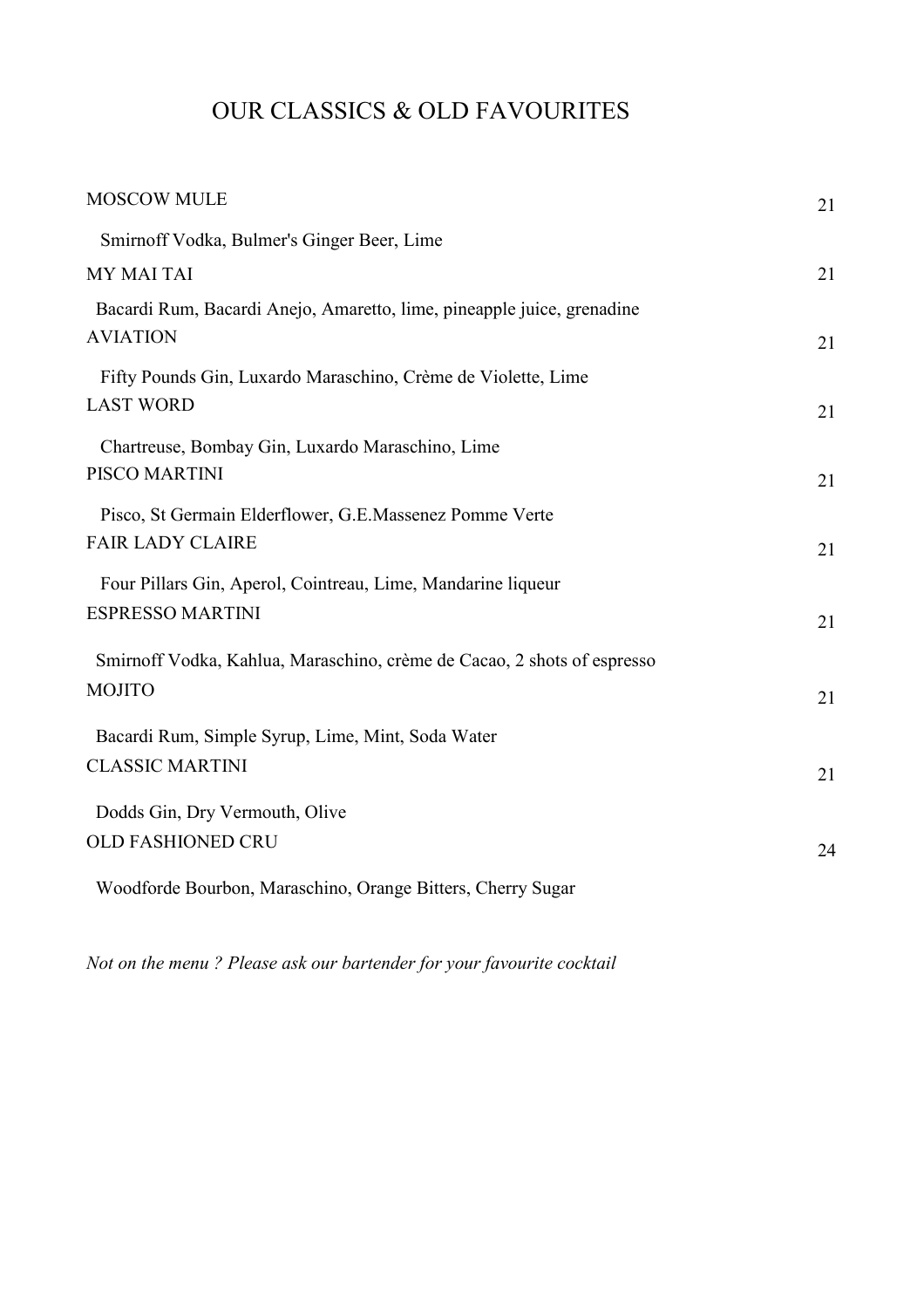# OUR CLASSICS & OLD FAVOURITES

MOSCOW MULE 21

Smirnoff Vodka, Bulmer's Ginger Beer, Lime

MY MAI TAI 21

Bacardi Rum, Bacardi Anejo, Amaretto, lime, pineapple juice, grenadine

AVIATION 21

Fifty Pounds Gin, Luxardo Maraschino, Crème de Violette, Lime

LAST WORD 21

Chartreuse, Bombay Gin, Luxardo Maraschino, Lime

PISCO MARTINI 21

Pisco, St Germain Elderflower, G.E.Massenez Pomme Verte

FAIR LADY CLAIRE 21

Four Pillars Gin, Aperol, Cointreau, Lime, Mandarine liqueur

ESPRESSO MARTINI 21

Smirnoff Vodka, Kahlua, Maraschino, crème de Cacao, 2 shots of espresso

MOJITO 21

Bacardi Rum, Simple Syrup, Lime, Mint, Soda Water

CLASSIC MARTINI 21

Dodds Gin, Dry Vermouth, Olive

OLD FASHIONED CRU 24

Woodforde Bourbon, Maraschino, Orange Bitters, Cherry Sugar

*Not on the menu ? Please ask our bartender for your favourite cocktail*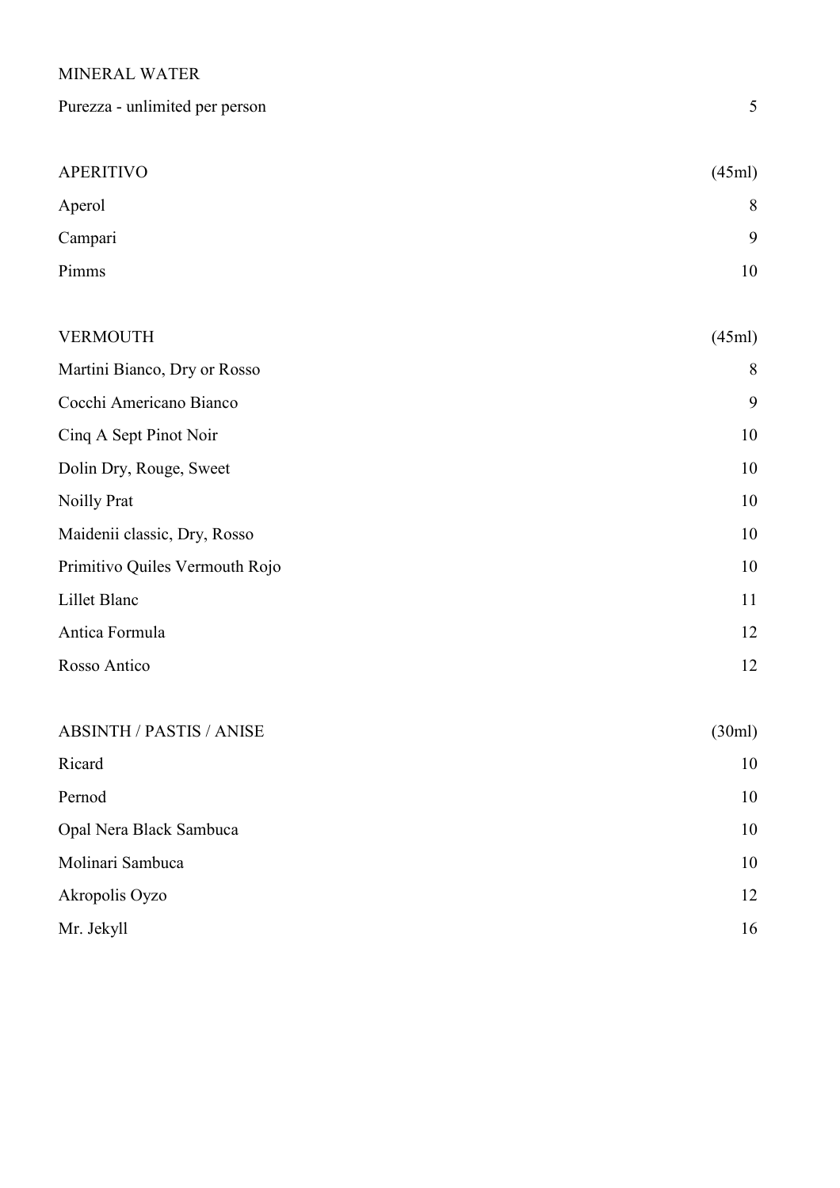## MINERAL WATER

| | |
|---|---|
| Purezza - unlimited per person | 5 |

## APERITIVO

| | (45ml) |
|---|---|
| Aperol | 8 |
| Campari | 9 |
| Pimms | 10 |

## VERMOUTH

| | (45ml) |
|---|---|
| Martini Bianco, Dry or Rosso | 8 |
| Cocchi Americano Bianco | 9 |
| Cinq A Sept Pinot Noir | 10 |
| Dolin Dry, Rouge, Sweet | 10 |
| Noilly Prat | 10 |
| Maidenii classic, Dry, Rosso | 10 |
| Primitivo Quiles Vermouth Rojo | 10 |
| Lillet Blanc | 11 |
| Antica Formula | 12 |
| Rosso Antico | 12 |

## ABSINTH / PASTIS / ANISE

| | (30ml) |
|---|---|
| Ricard | 10 |
| Pernod | 10 |
| Opal Nera Black Sambuca | 10 |
| Molinari Sambuca | 10 |
| Akropolis Oyzo | 12 |
| Mr. Jekyll | 16 |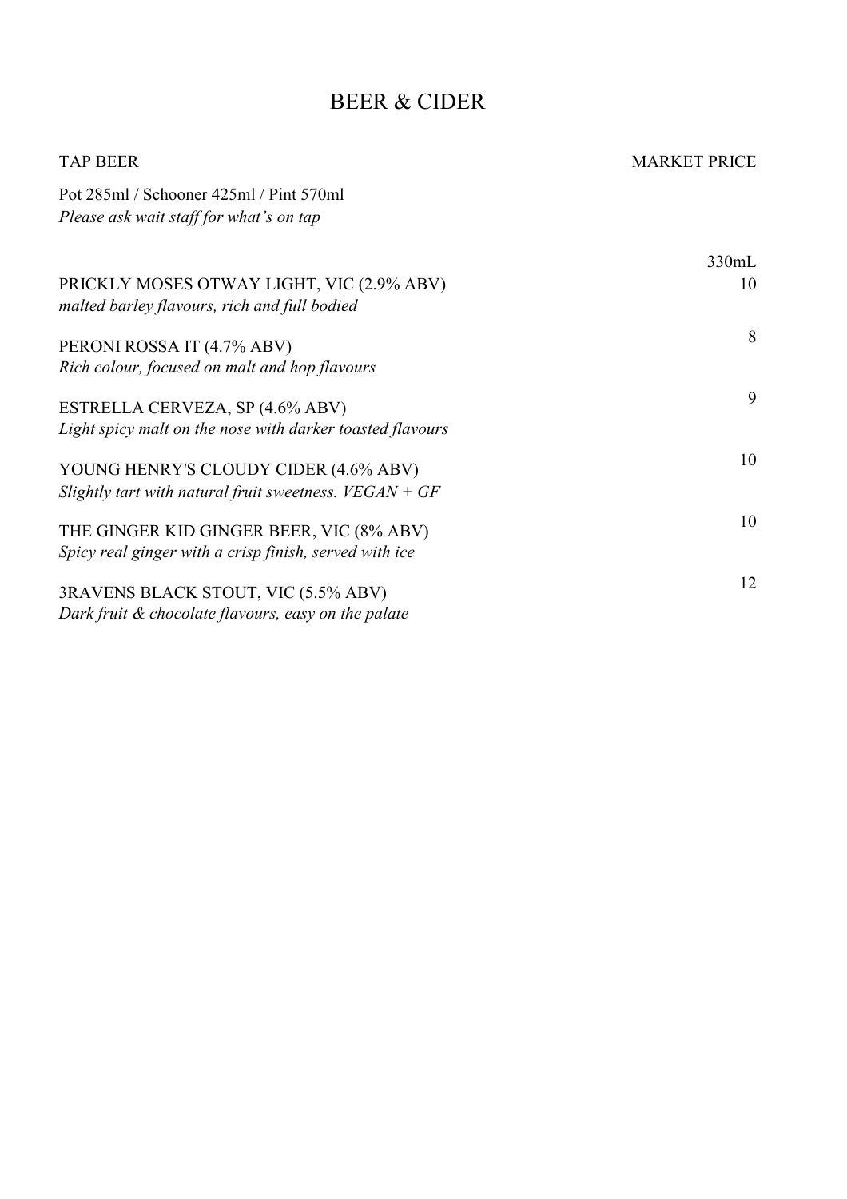# BEER & CIDER

**TAP BEER** — MARKET PRICE

Pot 285ml / Schooner 425ml / Pint 570ml
*Please ask wait staff for what's on tap*

| | 330mL |
|---|---|
| PRICKLY MOSES OTWAY LIGHT, VIC (2.9% ABV)<br>*malted barley flavours, rich and full bodied* | 10 |
| PERONI ROSSA IT (4.7% ABV)<br>*Rich colour, focused on malt and hop flavours* | 8 |
| ESTRELLA CERVEZA, SP (4.6% ABV)<br>*Light spicy malt on the nose with darker toasted flavours* | 9 |
| YOUNG HENRY'S CLOUDY CIDER (4.6% ABV)<br>*Slightly tart with natural fruit sweetness. VEGAN + GF* | 10 |
| THE GINGER KID GINGER BEER, VIC (8% ABV)<br>*Spicy real ginger with a crisp finish, served with ice* | 10 |
| 3RAVENS BLACK STOUT, VIC (5.5% ABV)<br>*Dark fruit & chocolate flavours, easy on the palate* | 12 |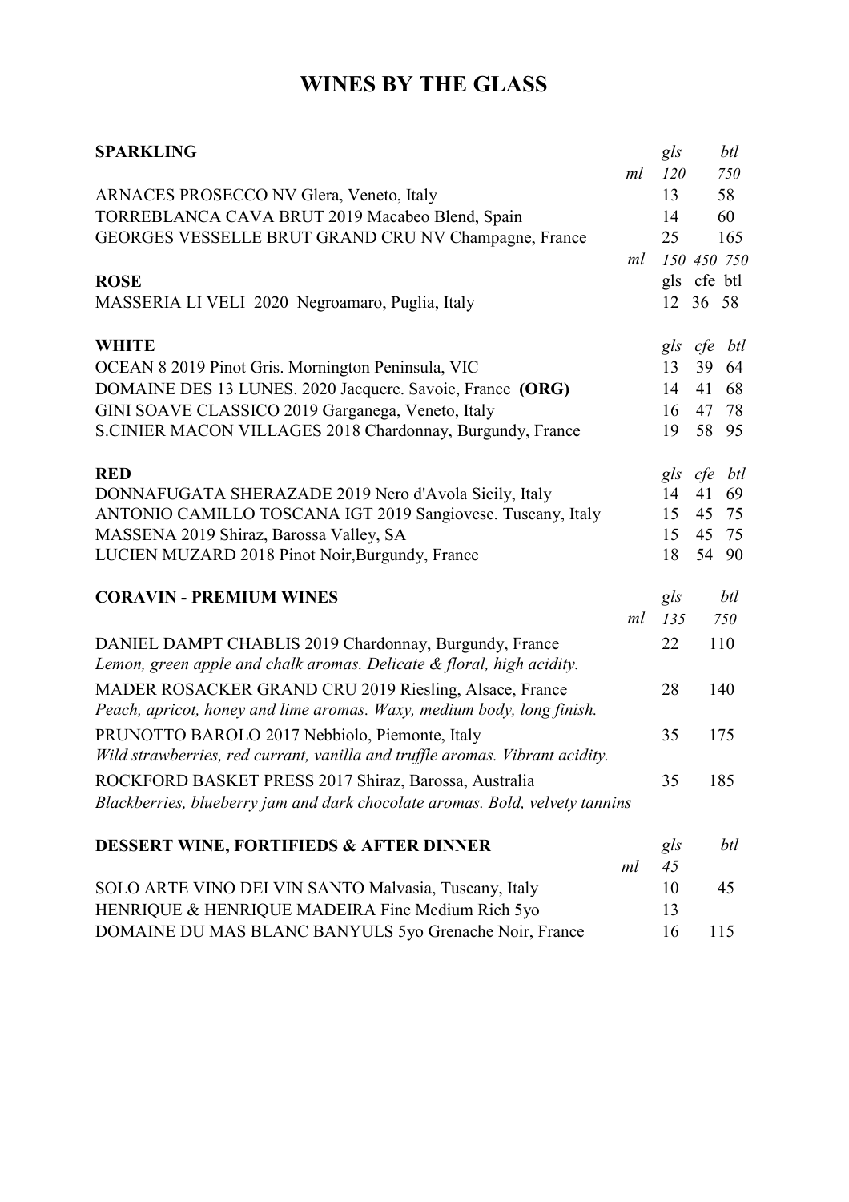# WINES BY THE GLASS

| SPARKLING | | gls | btl |
|---|---|---|---|
| | *ml* | *120* | *750* |
| ARNACES PROSECCO NV Glera, Veneto, Italy | | 13 | 58 |
| TORREBLANCA CAVA BRUT 2019 Macabeo Blend, Spain | | 14 | 60 |
| GEORGES VESSELLE BRUT GRAND CRU NV Champagne, France | | 25 | 165 |

| | *ml* | *150* | *450* | *750* |
|---|---|---|---|---|
| **ROSE** | | gls | cfe | btl |
| MASSERIA LI VELI 2020 Negroamaro, Puglia, Italy | | 12 | 36 | 58 |
| **WHITE** | | *gls* | *cfe* | *btl* |
| OCEAN 8 2019 Pinot Gris. Mornington Peninsula, VIC | | 13 | 39 | 64 |
| DOMAINE DES 13 LUNES. 2020 Jacquere. Savoie, France **(ORG)** | | 14 | 41 | 68 |
| GINI SOAVE CLASSICO 2019 Garganega, Veneto, Italy | | 16 | 47 | 78 |
| S.CINIER MACON VILLAGES 2018 Chardonnay, Burgundy, France | | 19 | 58 | 95 |
| **RED** | | *gls* | *cfe* | *btl* |
| DONNAFUGATA SHERAZADE 2019 Nero d'Avola Sicily, Italy | | 14 | 41 | 69 |
| ANTONIO CAMILLO TOSCANA IGT 2019 Sangiovese. Tuscany, Italy | | 15 | 45 | 75 |
| MASSENA 2019 Shiraz, Barossa Valley, SA | | 15 | 45 | 75 |
| LUCIEN MUZARD 2018 Pinot Noir,Burgundy, France | | 18 | 54 | 90 |

| CORAVIN - PREMIUM WINES | | gls | btl |
|---|---|---|---|
| | *ml* | *135* | *750* |
| DANIEL DAMPT CHABLIS 2019 Chardonnay, Burgundy, France<br>*Lemon, green apple and chalk aromas. Delicate & floral, high acidity.* | | 22 | 110 |
| MADER ROSACKER GRAND CRU 2019 Riesling, Alsace, France<br>*Peach, apricot, honey and lime aromas. Waxy, medium body, long finish.* | | 28 | 140 |
| PRUNOTTO BAROLO 2017 Nebbiolo, Piemonte, Italy<br>*Wild strawberries, red currant, vanilla and truffle aromas. Vibrant acidity.* | | 35 | 175 |
| ROCKFORD BASKET PRESS 2017 Shiraz, Barossa, Australia<br>*Blackberries, blueberry jam and dark chocolate aromas. Bold, velvety tannins* | | 35 | 185 |

| DESSERT WINE, FORTIFIEDS & AFTER DINNER | | gls | btl |
|---|---|---|---|
| | *ml* | *45* | |
| SOLO ARTE VINO DEI VIN SANTO Malvasia, Tuscany, Italy | | 10 | 45 |
| HENRIQUE & HENRIQUE MADEIRA Fine Medium Rich 5yo | | 13 | |
| DOMAINE DU MAS BLANC BANYULS 5yo Grenache Noir, France | | 16 | 115 |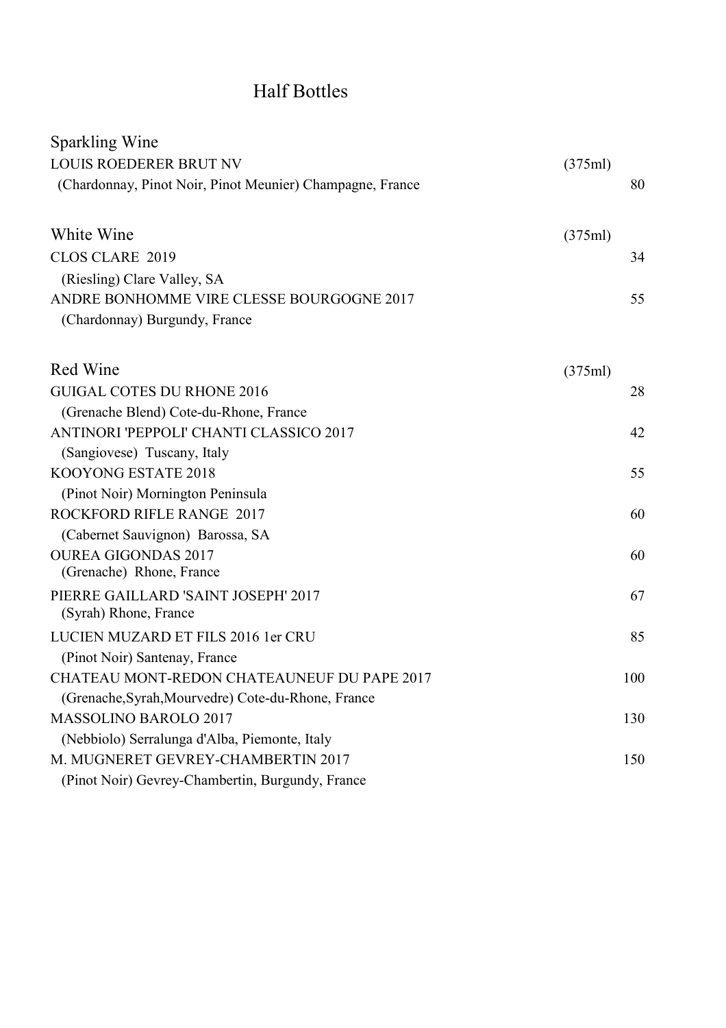# Half Bottles

## Sparkling Wine

| | (375ml) | |
|---|---|---|
| LOUIS ROEDERER BRUT NV<br>(Chardonnay, Pinot Noir, Pinot Meunier) Champagne, France | | 80 |

## White Wine

| | (375ml) | |
|---|---|---|
| CLOS CLARE 2019<br>(Riesling) Clare Valley, SA | | 34 |
| ANDRE BONHOMME VIRE CLESSE BOURGOGNE 2017<br>(Chardonnay) Burgundy, France | | 55 |

## Red Wine

| | (375ml) | |
|---|---|---|
| GUIGAL COTES DU RHONE 2016<br>(Grenache Blend) Cote-du-Rhone, France | | 28 |
| ANTINORI 'PEPPOLI' CHANTI CLASSICO 2017<br>(Sangiovese) Tuscany, Italy | | 42 |
| KOOYONG ESTATE 2018<br>(Pinot Noir) Mornington Peninsula | | 55 |
| ROCKFORD RIFLE RANGE 2017<br>(Cabernet Sauvignon) Barossa, SA | | 60 |
| OUREA GIGONDAS 2017<br>(Grenache) Rhone, France | | 60 |
| PIERRE GAILLARD 'SAINT JOSEPH' 2017<br>(Syrah) Rhone, France | | 67 |
| LUCIEN MUZARD ET FILS 2016 1er CRU<br>(Pinot Noir) Santenay, France | | 85 |
| CHATEAU MONT-REDON CHATEAUNEUF DU PAPE 2017<br>(Grenache,Syrah,Mourvedre) Cote-du-Rhone, France | | 100 |
| MASSOLINO BAROLO 2017<br>(Nebbiolo) Serralunga d'Alba, Piemonte, Italy | | 130 |
| M. MUGNERET GEVREY-CHAMBERTIN 2017<br>(Pinot Noir) Gevrey-Chambertin, Burgundy, France | | 150 |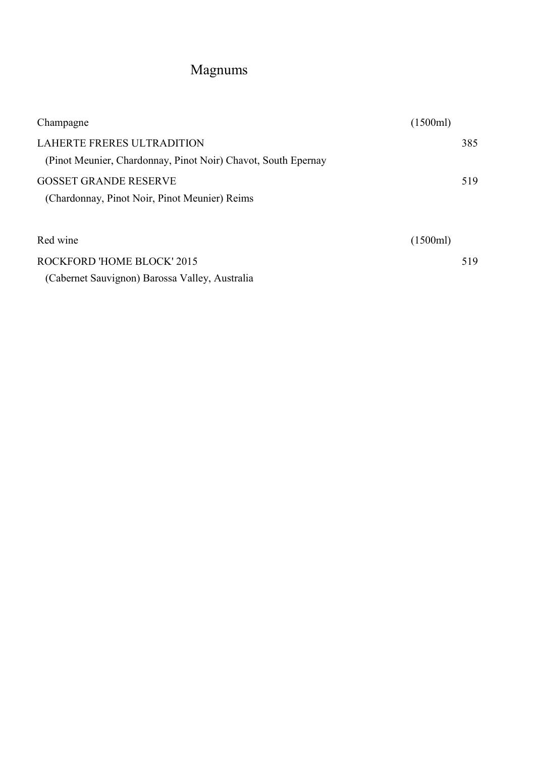# Magnums

| Champagne | (1500ml) |
|---|---|
| LAHERTE FRERES ULTRADITION<br>(Pinot Meunier, Chardonnay, Pinot Noir) Chavot, South Epernay | 385 |
| GOSSET GRANDE RESERVE<br>(Chardonnay, Pinot Noir, Pinot Meunier) Reims | 519 |

| Red wine | (1500ml) |
|---|---|
| ROCKFORD 'HOME BLOCK' 2015<br>(Cabernet Sauvignon) Barossa Valley, Australia | 519 |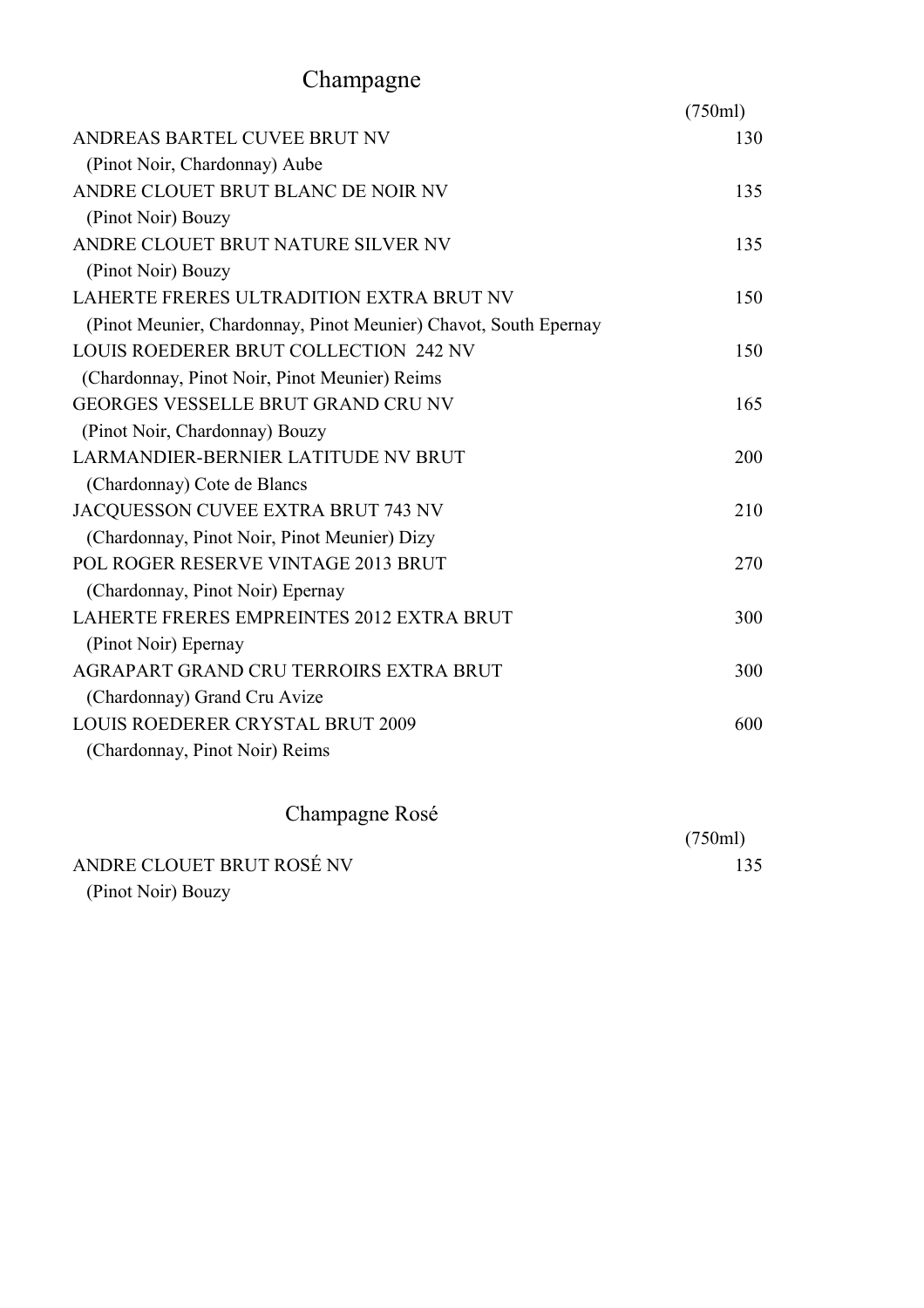## Champagne

| | (750ml) |
|---|---|
| ANDREAS BARTEL CUVEE BRUT NV<br>(Pinot Noir, Chardonnay) Aube | 130 |
| ANDRE CLOUET BRUT BLANC DE NOIR NV<br>(Pinot Noir) Bouzy | 135 |
| ANDRE CLOUET BRUT NATURE SILVER NV<br>(Pinot Noir) Bouzy | 135 |
| LAHERTE FRERES ULTRADITION EXTRA BRUT NV<br>(Pinot Meunier, Chardonnay, Pinot Meunier) Chavot, South Epernay | 150 |
| LOUIS ROEDERER BRUT COLLECTION 242 NV<br>(Chardonnay, Pinot Noir, Pinot Meunier) Reims | 150 |
| GEORGES VESSELLE BRUT GRAND CRU NV<br>(Pinot Noir, Chardonnay) Bouzy | 165 |
| LARMANDIER-BERNIER LATITUDE NV BRUT<br>(Chardonnay) Cote de Blancs | 200 |
| JACQUESSON CUVEE EXTRA BRUT 743 NV<br>(Chardonnay, Pinot Noir, Pinot Meunier) Dizy | 210 |
| POL ROGER RESERVE VINTAGE 2013 BRUT<br>(Chardonnay, Pinot Noir) Epernay | 270 |
| LAHERTE FRERES EMPREINTES 2012 EXTRA BRUT<br>(Pinot Noir) Epernay | 300 |
| AGRAPART GRAND CRU TERROIRS EXTRA BRUT<br>(Chardonnay) Grand Cru Avize | 300 |
| LOUIS ROEDERER CRYSTAL BRUT 2009<br>(Chardonnay, Pinot Noir) Reims | 600 |

## Champagne Rosé

| | (750ml) |
|---|---|
| ANDRE CLOUET BRUT ROSÉ NV<br>(Pinot Noir) Bouzy | 135 |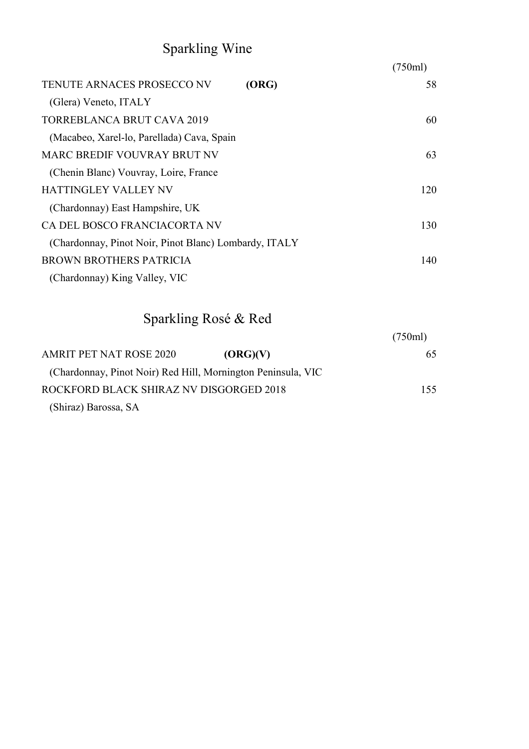## Sparkling Wine

| | | (750ml) |
|---|---|---|
| TENUTE ARNACES PROSECCO NV | **(ORG)** | 58 |
| (Glera) Veneto, ITALY | | |
| TORREBLANCA BRUT CAVA 2019 | | 60 |
| (Macabeo, Xarel-lo, Parellada) Cava, Spain | | |
| MARC BREDIF VOUVRAY BRUT NV | | 63 |
| (Chenin Blanc) Vouvray, Loire, France | | |
| HATTINGLEY VALLEY NV | | 120 |
| (Chardonnay) East Hampshire, UK | | |
| CA DEL BOSCO FRANCIACORTA NV | | 130 |
| (Chardonnay, Pinot Noir, Pinot Blanc) Lombardy, ITALY | | |
| BROWN BROTHERS PATRICIA | | 140 |
| (Chardonnay) King Valley, VIC | | |

## Sparkling Rosé & Red

| | | (750ml) |
|---|---|---|
| AMRIT PET NAT ROSE 2020 | **(ORG)(V)** | 65 |
| (Chardonnay, Pinot Noir) Red Hill, Mornington Peninsula, VIC | | |
| ROCKFORD BLACK SHIRAZ NV DISGORGED 2018 | | 155 |
| (Shiraz) Barossa, SA | | |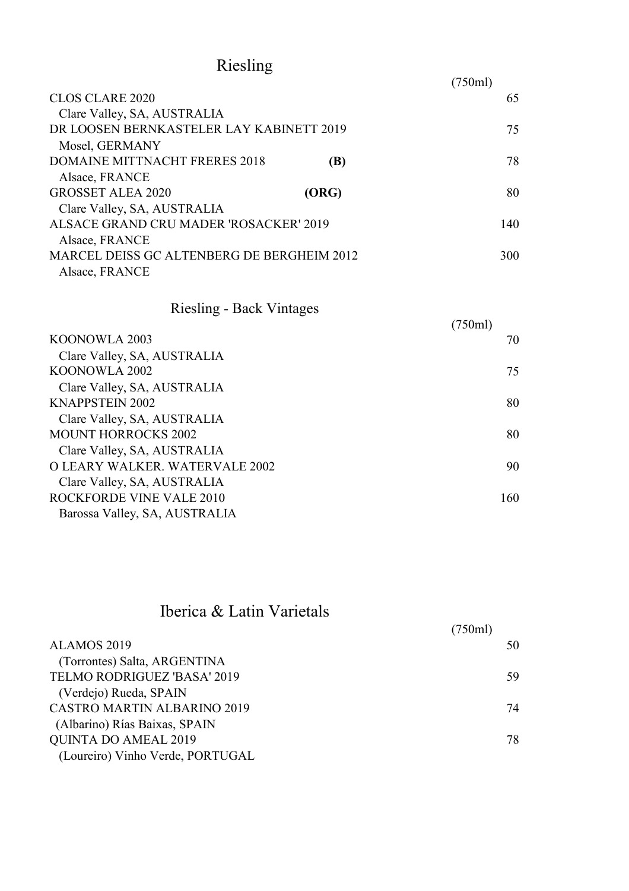## Riesling

| | | (750ml) |
|---|---|---|
| CLOS CLARE 2020<br>Clare Valley, SA, AUSTRALIA | | 65 |
| DR LOOSEN BERNKASTELER LAY KABINETT 2019<br>Mosel, GERMANY | | 75 |
| DOMAINE MITTNACHT FRERES 2018<br>Alsace, FRANCE | **(B)** | 78 |
| GROSSET ALEA 2020<br>Clare Valley, SA, AUSTRALIA | **(ORG)** | 80 |
| ALSACE GRAND CRU MADER 'ROSACKER' 2019<br>Alsace, FRANCE | | 140 |
| MARCEL DEISS GC ALTENBERG DE BERGHEIM 2012<br>Alsace, FRANCE | | 300 |

## Riesling - Back Vintages

| | (750ml) |
|---|---|
| KOONOWLA 2003<br>Clare Valley, SA, AUSTRALIA | 70 |
| KOONOWLA 2002<br>Clare Valley, SA, AUSTRALIA | 75 |
| KNAPPSTEIN 2002<br>Clare Valley, SA, AUSTRALIA | 80 |
| MOUNT HORROCKS 2002<br>Clare Valley, SA, AUSTRALIA | 80 |
| O LEARY WALKER. WATERVALE 2002<br>Clare Valley, SA, AUSTRALIA | 90 |
| ROCKFORDE VINE VALE 2010<br>Barossa Valley, SA, AUSTRALIA | 160 |

## Iberica & Latin Varietals

| | (750ml) |
|---|---|
| ALAMOS 2019<br>(Torrontes) Salta, ARGENTINA | 50 |
| TELMO RODRIGUEZ 'BASA' 2019<br>(Verdejo) Rueda, SPAIN | 59 |
| CASTRO MARTIN ALBARINO 2019<br>(Albarino) Rías Baixas, SPAIN | 74 |
| QUINTA DO AMEAL 2019<br>(Loureiro) Vinho Verde, PORTUGAL | 78 |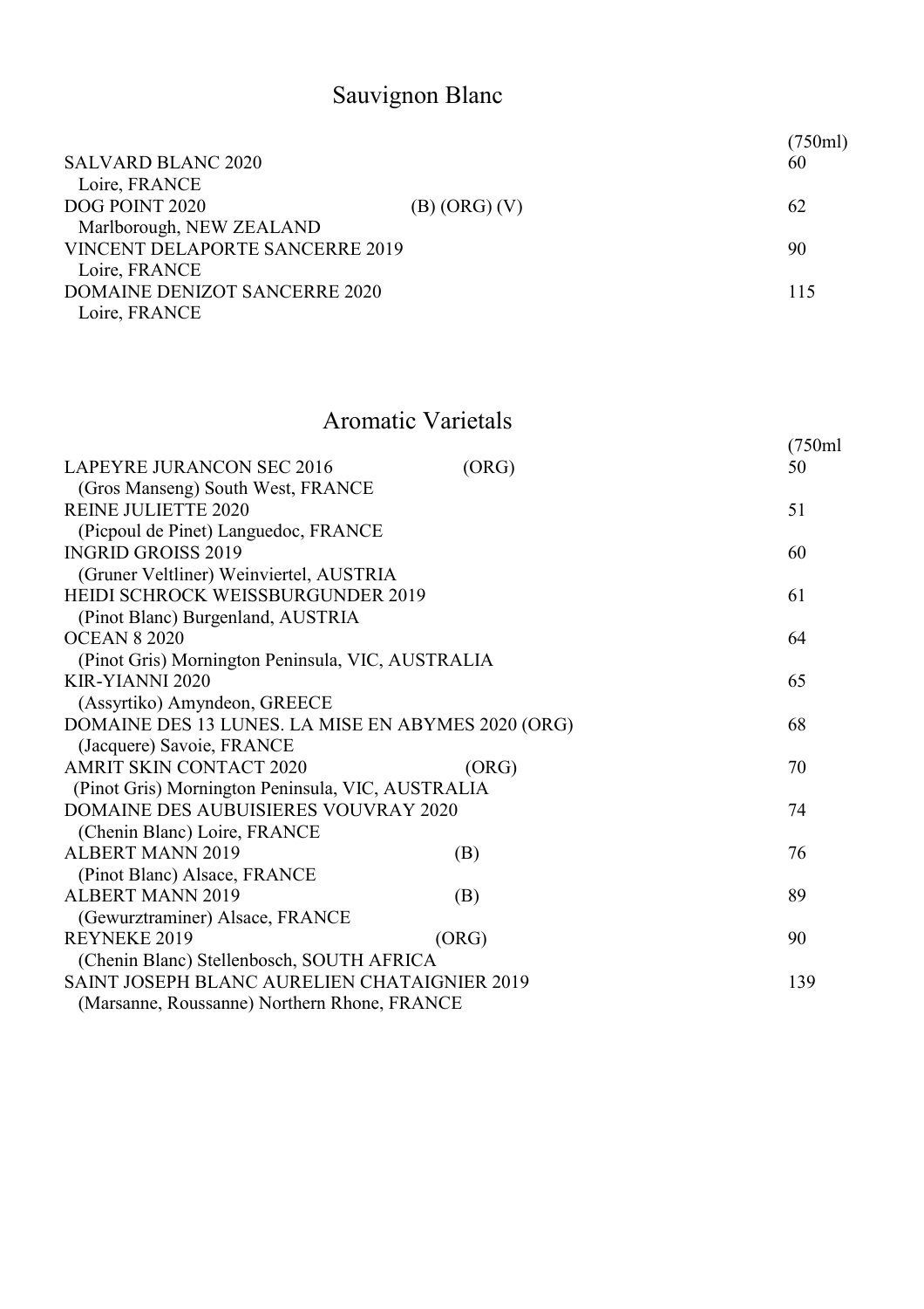## Sauvignon Blanc

| Wine | | (750ml) |
|---|---|---|
| SALVARD BLANC 2020<br>Loire, FRANCE | | 60 |
| DOG POINT 2020<br>Marlborough, NEW ZEALAND | (B) (ORG) (V) | 62 |
| VINCENT DELAPORTE SANCERRE 2019<br>Loire, FRANCE | | 90 |
| DOMAINE DENIZOT SANCERRE 2020<br>Loire, FRANCE | | 115 |

## Aromatic Varietals

| Wine | | (750ml |
|---|---|---|
| LAPEYRE JURANCON SEC 2016<br>(Gros Manseng) South West, FRANCE | (ORG) | 50 |
| REINE JULIETTE 2020<br>(Picpoul de Pinet) Languedoc, FRANCE | | 51 |
| INGRID GROISS 2019<br>(Gruner Veltliner) Weinviertel, AUSTRIA | | 60 |
| HEIDI SCHROCK WEISSBURGUNDER 2019<br>(Pinot Blanc) Burgenland, AUSTRIA | | 61 |
| OCEAN 8 2020<br>(Pinot Gris) Mornington Peninsula, VIC, AUSTRALIA | | 64 |
| KIR-YIANNI 2020<br>(Assyrtiko) Amyndeon, GREECE | | 65 |
| DOMAINE DES 13 LUNES. LA MISE EN ABYMES 2020 (ORG)<br>(Jacquere) Savoie, FRANCE | | 68 |
| AMRIT SKIN CONTACT 2020<br>(Pinot Gris) Mornington Peninsula, VIC, AUSTRALIA | (ORG) | 70 |
| DOMAINE DES AUBUISIERES VOUVRAY 2020<br>(Chenin Blanc) Loire, FRANCE | | 74 |
| ALBERT MANN 2019<br>(Pinot Blanc) Alsace, FRANCE | (B) | 76 |
| ALBERT MANN 2019<br>(Gewurztraminer) Alsace, FRANCE | (B) | 89 |
| REYNEKE 2019<br>(Chenin Blanc) Stellenbosch, SOUTH AFRICA | (ORG) | 90 |
| SAINT JOSEPH BLANC AURELIEN CHATAIGNIER 2019<br>(Marsanne, Roussanne) Northern Rhone, FRANCE | | 139 |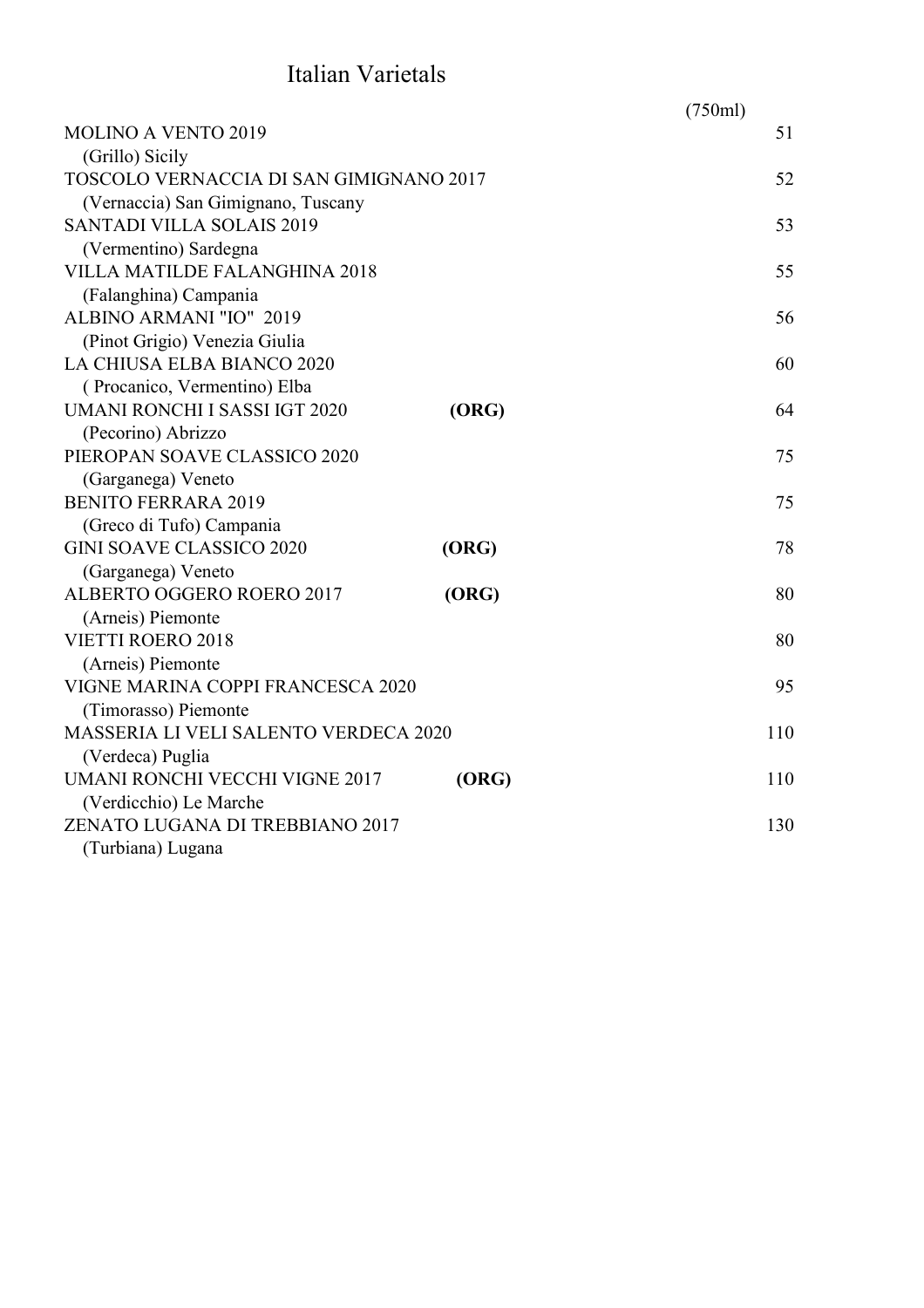# Italian Varietals

| | | (750ml) |
|---|---|---|
| MOLINO A VENTO 2019<br>(Grillo) Sicily | | 51 |
| TOSCOLO VERNACCIA DI SAN GIMIGNANO 2017<br>(Vernaccia) San Gimignano, Tuscany | | 52 |
| SANTADI VILLA SOLAIS 2019<br>(Vermentino) Sardegna | | 53 |
| VILLA MATILDE FALANGHINA 2018<br>(Falanghina) Campania | | 55 |
| ALBINO ARMANI "IO" 2019<br>(Pinot Grigio) Venezia Giulia | | 56 |
| LA CHIUSA ELBA BIANCO 2020<br>( Procanico, Vermentino) Elba | | 60 |
| UMANI RONCHI I SASSI IGT 2020<br>(Pecorino) Abrizzo | **(ORG)** | 64 |
| PIEROPAN SOAVE CLASSICO 2020<br>(Garganega) Veneto | | 75 |
| BENITO FERRARA 2019<br>(Greco di Tufo) Campania | | 75 |
| GINI SOAVE CLASSICO 2020<br>(Garganega) Veneto | **(ORG)** | 78 |
| ALBERTO OGGERO ROERO 2017<br>(Arneis) Piemonte | **(ORG)** | 80 |
| VIETTI ROERO 2018<br>(Arneis) Piemonte | | 80 |
| VIGNE MARINA COPPI FRANCESCA 2020<br>(Timorasso) Piemonte | | 95 |
| MASSERIA LI VELI SALENTO VERDECA 2020<br>(Verdeca) Puglia | | 110 |
| UMANI RONCHI VECCHI VIGNE 2017<br>(Verdicchio) Le Marche | **(ORG)** | 110 |
| ZENATO LUGANA DI TREBBIANO 2017<br>(Turbiana) Lugana | | 130 |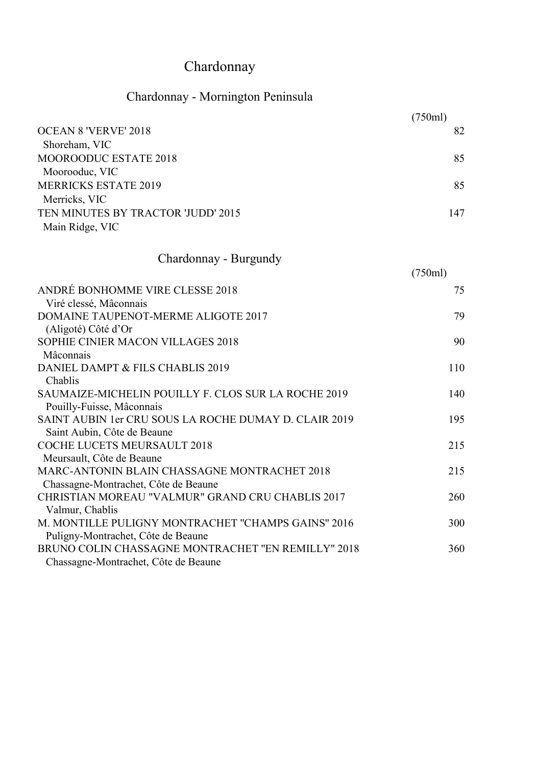# Chardonnay

## Chardonnay - Mornington Peninsula

| | (750ml) |
|---|---|
| OCEAN 8 'VERVE' 2018<br>Shoreham, VIC | 82 |
| MOOROODUC ESTATE 2018<br>Moorooduc, VIC | 85 |
| MERRICKS ESTATE 2019<br>Merricks, VIC | 85 |
| TEN MINUTES BY TRACTOR 'JUDD' 2015<br>Main Ridge, VIC | 147 |

## Chardonnay - Burgundy

| | (750ml) |
|---|---|
| ANDRÉ BONHOMME VIRE CLESSE 2018<br>Viré clessé, Mâconnais | 75 |
| DOMAINE TAUPENOT-MERME ALIGOTE 2017<br>(Aligoté) Côté d'Or | 79 |
| SOPHIE CINIER MACON VILLAGES 2018<br>Mâconnais | 90 |
| DANIEL DAMPT & FILS CHABLIS 2019<br>Chablis | 110 |
| SAUMAIZE-MICHELIN POUILLY F. CLOS SUR LA ROCHE 2019<br>Pouilly-Fuisse, Mâconnais | 140 |
| SAINT AUBIN 1er CRU SOUS LA ROCHE DUMAY D. CLAIR 2019<br>Saint Aubin, Côte de Beaune | 195 |
| COCHE LUCETS MEURSAULT 2018<br>Meursault, Côte de Beaune | 215 |
| MARC-ANTONIN BLAIN CHASSAGNE MONTRACHET 2018<br>Chassagne-Montrachet, Côte de Beaune | 215 |
| CHRISTIAN MOREAU "VALMUR" GRAND CRU CHABLIS 2017<br>Valmur, Chablis | 260 |
| M. MONTILLE PULIGNY MONTRACHET "CHAMPS GAINS" 2016<br>Puligny-Montrachet, Côte de Beaune | 300 |
| BRUNO COLIN CHASSAGNE MONTRACHET "EN REMILLY" 2018<br>Chassagne-Montrachet, Côte de Beaune | 360 |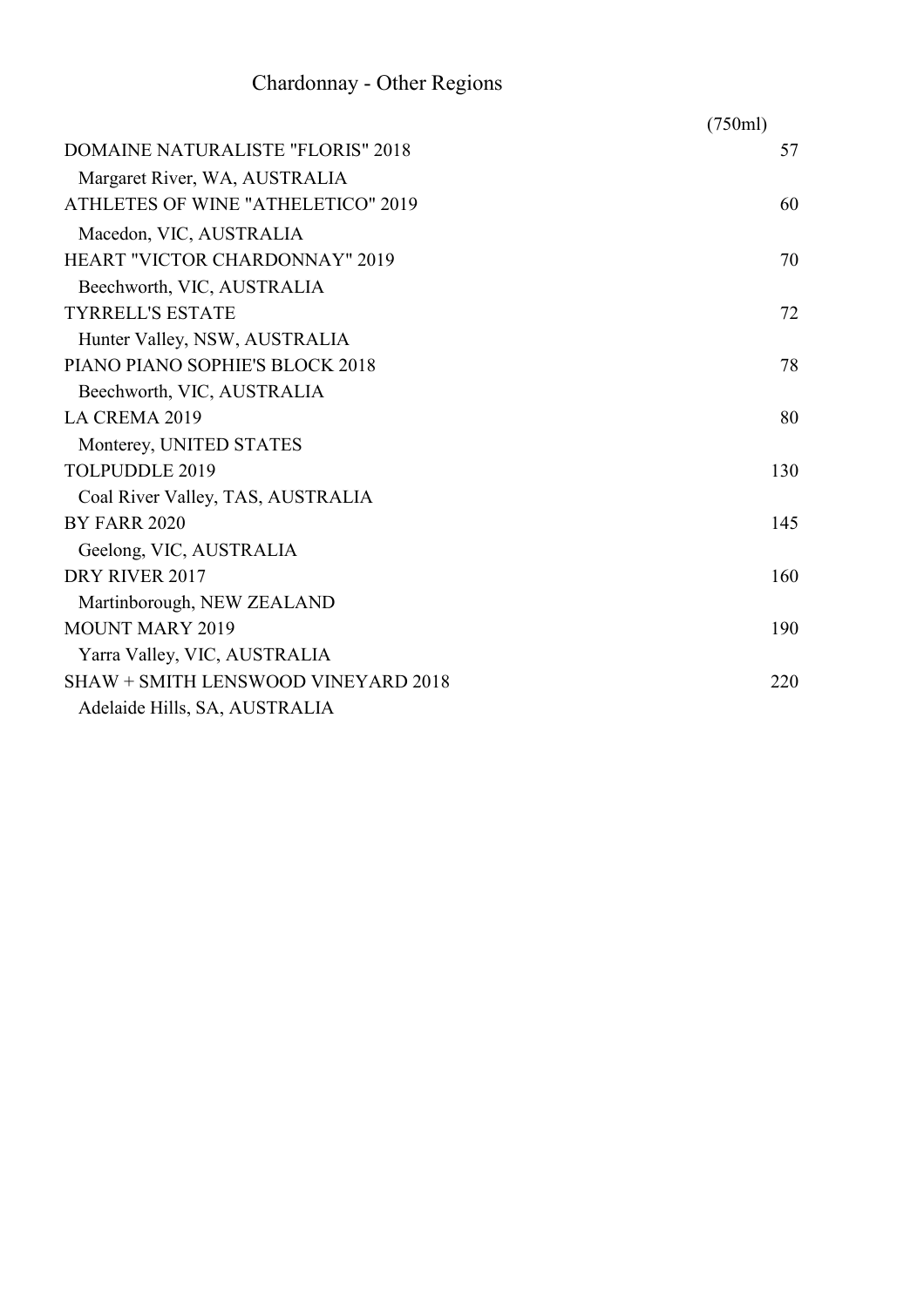# Chardonnay - Other Regions

| | (750ml) |
|---|---|
| DOMAINE NATURALISTE "FLORIS" 2018<br>Margaret River, WA, AUSTRALIA | 57 |
| ATHLETES OF WINE "ATHELETICO" 2019<br>Macedon, VIC, AUSTRALIA | 60 |
| HEART "VICTOR CHARDONNAY" 2019<br>Beechworth, VIC, AUSTRALIA | 70 |
| TYRRELL'S ESTATE<br>Hunter Valley, NSW, AUSTRALIA | 72 |
| PIANO PIANO SOPHIE'S BLOCK 2018<br>Beechworth, VIC, AUSTRALIA | 78 |
| LA CREMA 2019<br>Monterey, UNITED STATES | 80 |
| TOLPUDDLE 2019<br>Coal River Valley, TAS, AUSTRALIA | 130 |
| BY FARR 2020<br>Geelong, VIC, AUSTRALIA | 145 |
| DRY RIVER 2017<br>Martinborough, NEW ZEALAND | 160 |
| MOUNT MARY 2019<br>Yarra Valley, VIC, AUSTRALIA | 190 |
| SHAW + SMITH LENSWOOD VINEYARD 2018<br>Adelaide Hills, SA, AUSTRALIA | 220 |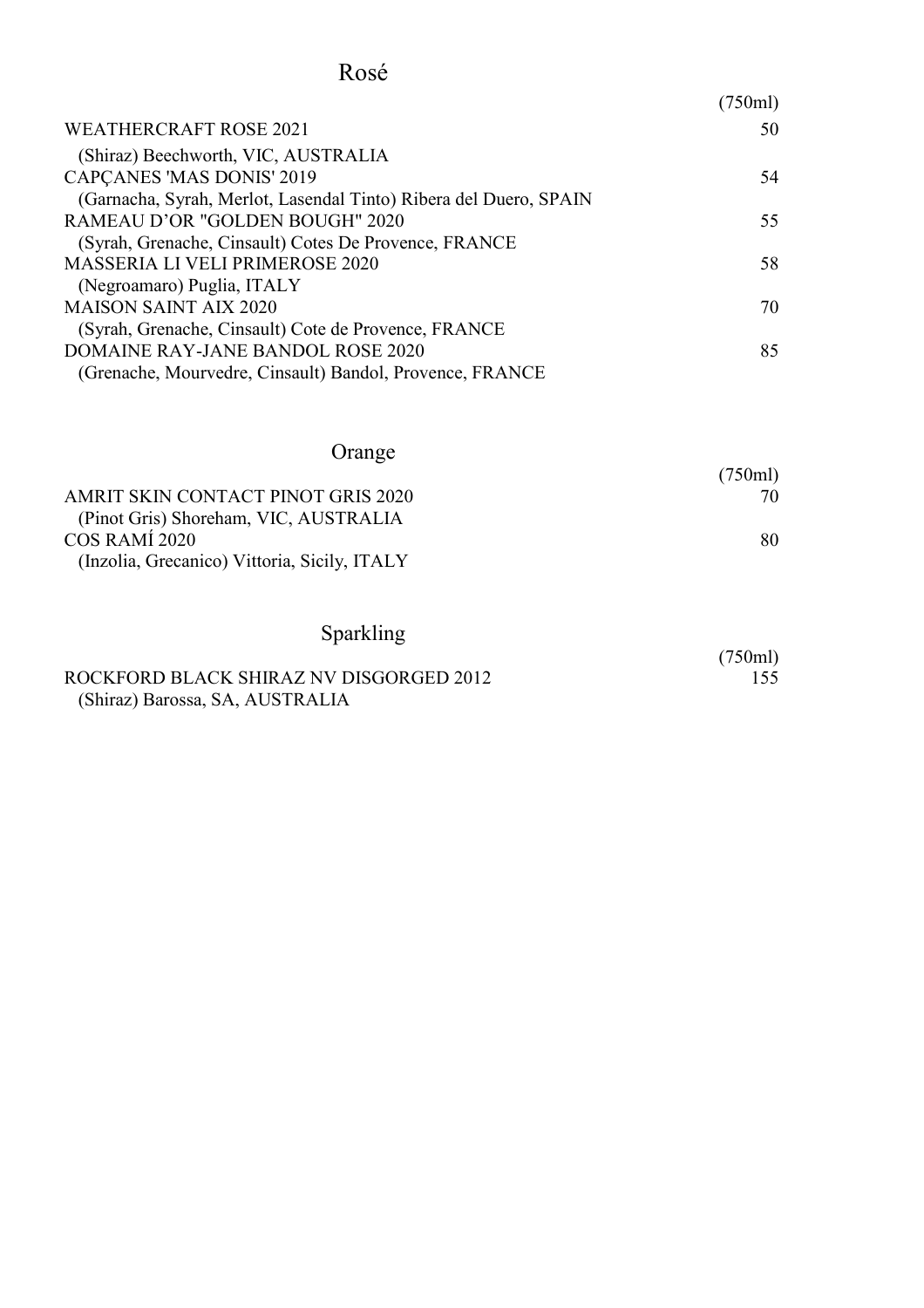## Rosé

| | (750ml) |
|---|---|
| WEATHERCRAFT ROSE 2021<br>(Shiraz) Beechworth, VIC, AUSTRALIA | 50 |
| CAPÇANES 'MAS DONIS' 2019<br>(Garnacha, Syrah, Merlot, Lasendal Tinto) Ribera del Duero, SPAIN | 54 |
| RAMEAU D'OR "GOLDEN BOUGH" 2020<br>(Syrah, Grenache, Cinsault) Cotes De Provence, FRANCE | 55 |
| MASSERIA LI VELI PRIMEROSE 2020<br>(Negroamaro) Puglia, ITALY | 58 |
| MAISON SAINT AIX 2020<br>(Syrah, Grenache, Cinsault) Cote de Provence, FRANCE | 70 |
| DOMAINE RAY-JANE BANDOL ROSE 2020<br>(Grenache, Mourvedre, Cinsault) Bandol, Provence, FRANCE | 85 |

## Orange

| | (750ml) |
|---|---|
| AMRIT SKIN CONTACT PINOT GRIS 2020<br>(Pinot Gris) Shoreham, VIC, AUSTRALIA | 70 |
| COS RAMÍ 2020<br>(Inzolia, Grecanico) Vittoria, Sicily, ITALY | 80 |

## Sparkling

| | (750ml) |
|---|---|
| ROCKFORD BLACK SHIRAZ NV DISGORGED 2012<br>(Shiraz) Barossa, SA, AUSTRALIA | 155 |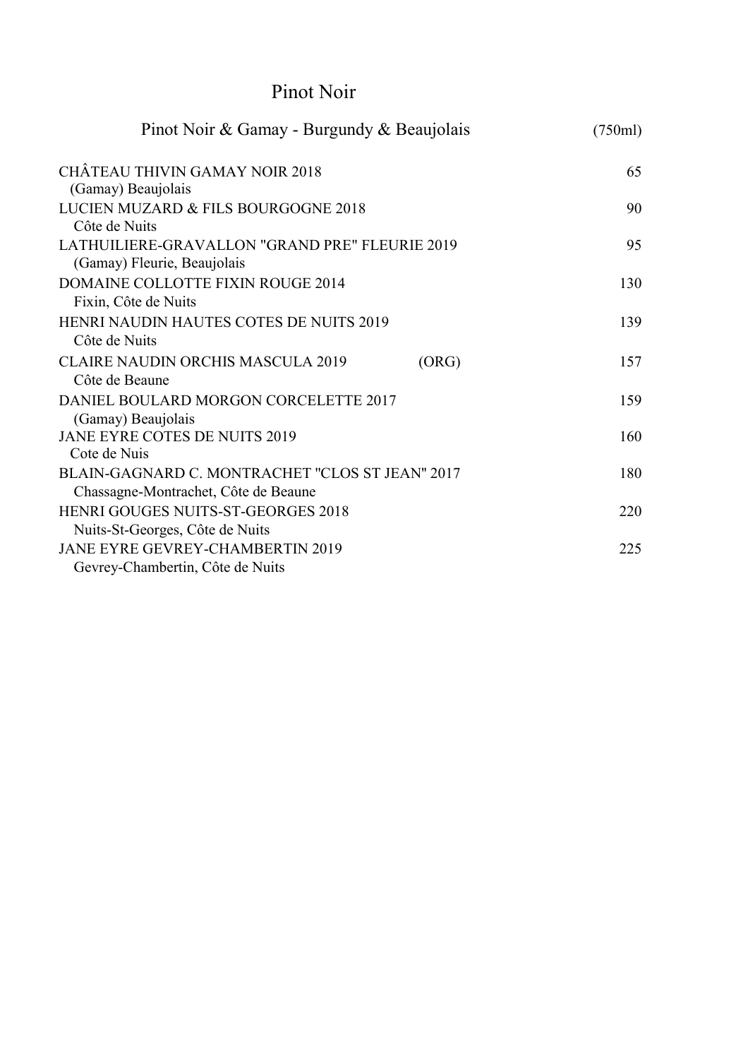# Pinot Noir

## Pinot Noir & Gamay - Burgundy & Beaujolais (750ml)

| Wine | | Price |
|---|---|---|
| CHÂTEAU THIVIN GAMAY NOIR 2018<br>(Gamay) Beaujolais | | 65 |
| LUCIEN MUZARD & FILS BOURGOGNE 2018<br>Côte de Nuits | | 90 |
| LATHUILIERE-GRAVALLON "GRAND PRE" FLEURIE 2019<br>(Gamay) Fleurie, Beaujolais | | 95 |
| DOMAINE COLLOTTE FIXIN ROUGE 2014<br>Fixin, Côte de Nuits | | 130 |
| HENRI NAUDIN HAUTES COTES DE NUITS 2019<br>Côte de Nuits | | 139 |
| CLAIRE NAUDIN ORCHIS MASCULA 2019<br>Côte de Beaune | (ORG) | 157 |
| DANIEL BOULARD MORGON CORCELETTE 2017<br>(Gamay) Beaujolais | | 159 |
| JANE EYRE COTES DE NUITS 2019<br>Cote de Nuis | | 160 |
| BLAIN-GAGNARD C. MONTRACHET "CLOS ST JEAN" 2017<br>Chassagne-Montrachet, Côte de Beaune | | 180 |
| HENRI GOUGES NUITS-ST-GEORGES 2018<br>Nuits-St-Georges, Côte de Nuits | | 220 |
| JANE EYRE GEVREY-CHAMBERTIN 2019<br>Gevrey-Chambertin, Côte de Nuits | | 225 |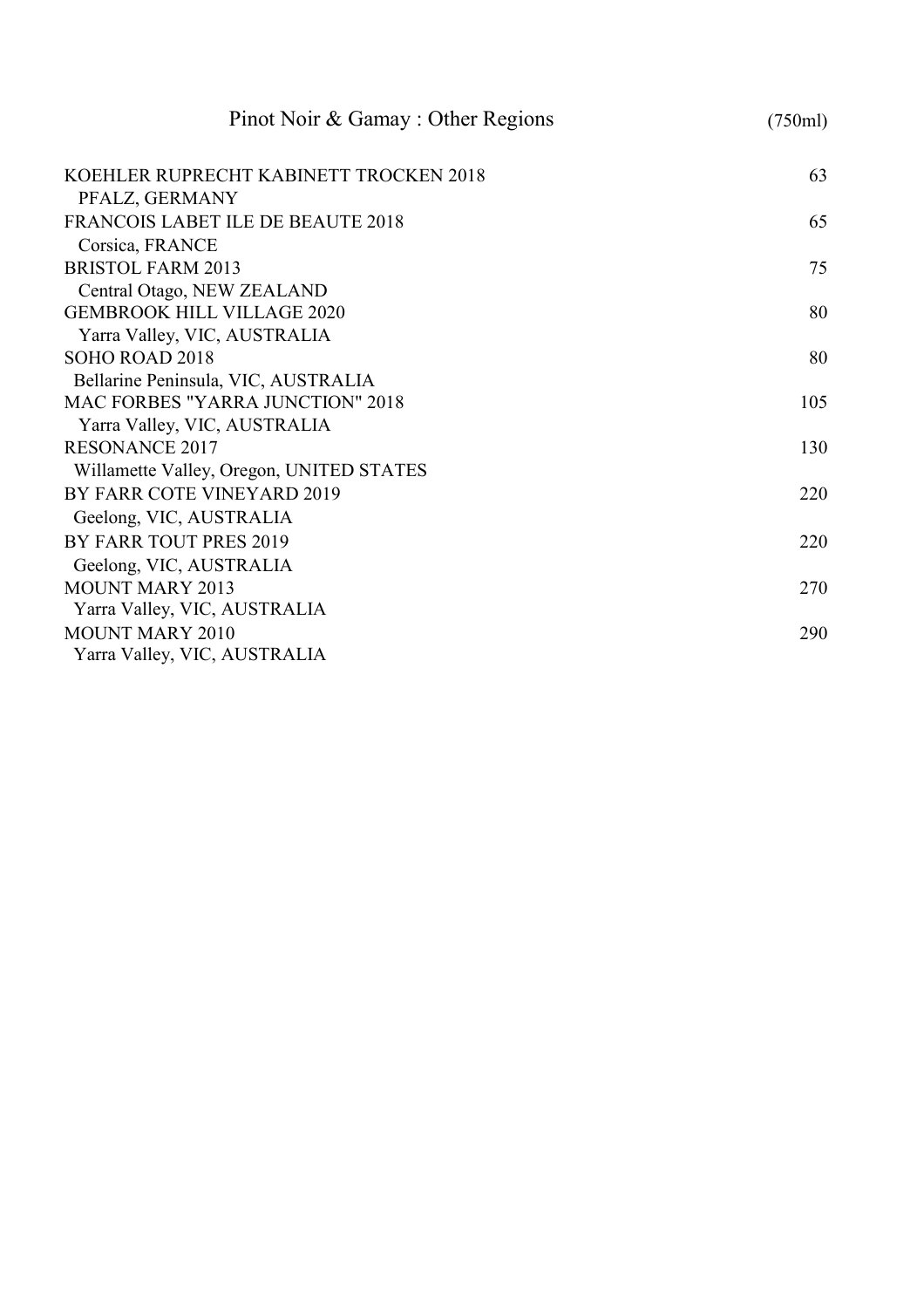## Pinot Noir & Gamay : Other Regions

| Wine | (750ml) |
|---|---|
| KOEHLER RUPRECHT KABINETT TROCKEN 2018<br>PFALZ, GERMANY | 63 |
| FRANCOIS LABET ILE DE BEAUTE 2018<br>Corsica, FRANCE | 65 |
| BRISTOL FARM 2013<br>Central Otago, NEW ZEALAND | 75 |
| GEMBROOK HILL VILLAGE 2020<br>Yarra Valley, VIC, AUSTRALIA | 80 |
| SOHO ROAD 2018<br>Bellarine Peninsula, VIC, AUSTRALIA | 80 |
| MAC FORBES "YARRA JUNCTION" 2018<br>Yarra Valley, VIC, AUSTRALIA | 105 |
| RESONANCE 2017<br>Willamette Valley, Oregon, UNITED STATES | 130 |
| BY FARR COTE VINEYARD 2019<br>Geelong, VIC, AUSTRALIA | 220 |
| BY FARR TOUT PRES 2019<br>Geelong, VIC, AUSTRALIA | 220 |
| MOUNT MARY 2013<br>Yarra Valley, VIC, AUSTRALIA | 270 |
| MOUNT MARY 2010<br>Yarra Valley, VIC, AUSTRALIA | 290 |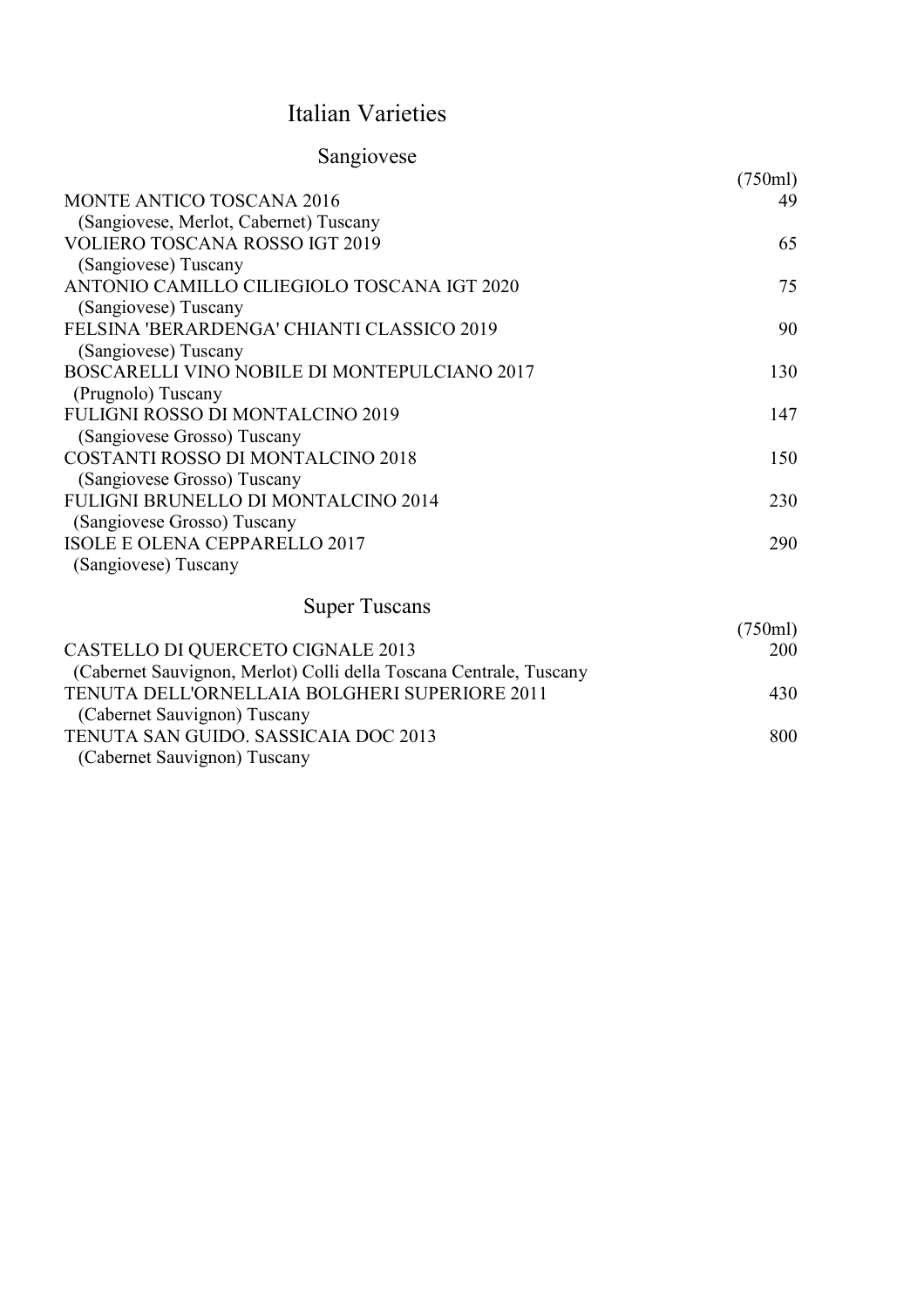# Italian Varieties

## Sangiovese

| | (750ml) |
|---|---|
| MONTE ANTICO TOSCANA 2016<br>(Sangiovese, Merlot, Cabernet) Tuscany | 49 |
| VOLIERO TOSCANA ROSSO IGT 2019<br>(Sangiovese) Tuscany | 65 |
| ANTONIO CAMILLO CILIEGIOLO TOSCANA IGT 2020<br>(Sangiovese) Tuscany | 75 |
| FELSINA 'BERARDENGA' CHIANTI CLASSICO 2019<br>(Sangiovese) Tuscany | 90 |
| BOSCARELLI VINO NOBILE DI MONTEPULCIANO 2017<br>(Prugnolo) Tuscany | 130 |
| FULIGNI ROSSO DI MONTALCINO 2019<br>(Sangiovese Grosso) Tuscany | 147 |
| COSTANTI ROSSO DI MONTALCINO 2018<br>(Sangiovese Grosso) Tuscany | 150 |
| FULIGNI BRUNELLO DI MONTALCINO 2014<br>(Sangiovese Grosso) Tuscany | 230 |
| ISOLE E OLENA CEPPARELLO 2017<br>(Sangiovese) Tuscany | 290 |

## Super Tuscans

| | (750ml) |
|---|---|
| CASTELLO DI QUERCETO CIGNALE 2013<br>(Cabernet Sauvignon, Merlot) Colli della Toscana Centrale, Tuscany | 200 |
| TENUTA DELL'ORNELLAIA BOLGHERI SUPERIORE 2011<br>(Cabernet Sauvignon) Tuscany | 430 |
| TENUTA SAN GUIDO. SASSICAIA DOC 2013<br>(Cabernet Sauvignon) Tuscany | 800 |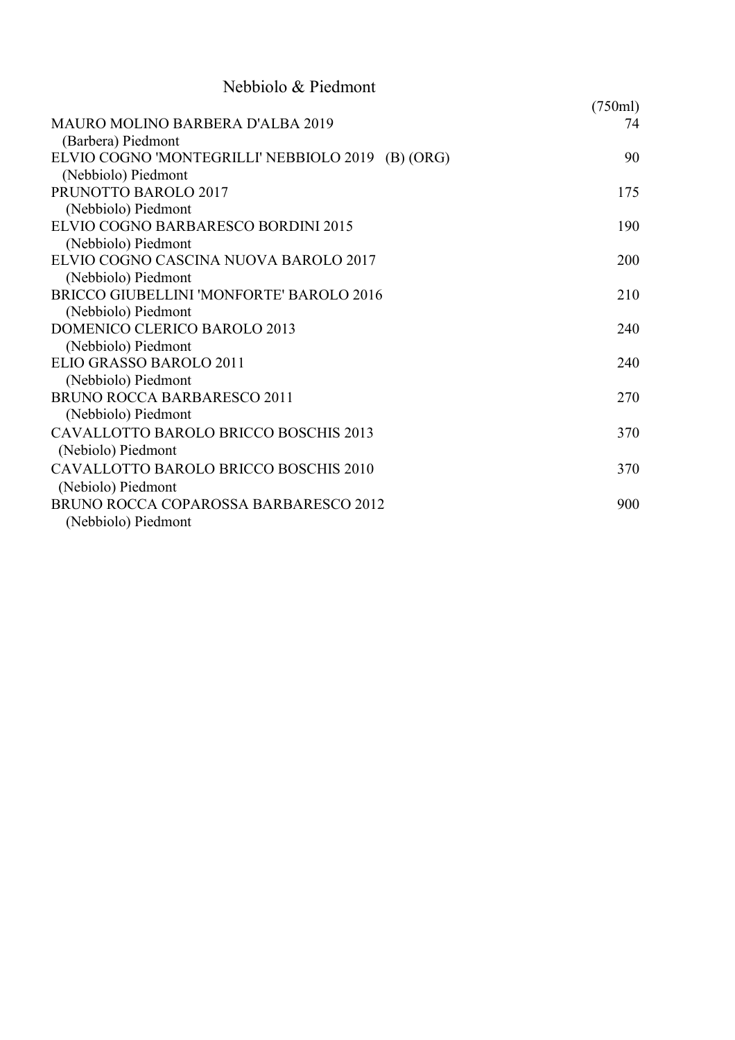## Nebbiolo & Piedmont

| | (750ml) |
|---|---|
| MAURO MOLINO BARBERA D'ALBA 2019<br>(Barbera) Piedmont | 74 |
| ELVIO COGNO 'MONTEGRILLI' NEBBIOLO 2019 (B) (ORG)<br>(Nebbiolo) Piedmont | 90 |
| PRUNOTTO BAROLO 2017<br>(Nebbiolo) Piedmont | 175 |
| ELVIO COGNO BARBARESCO BORDINI 2015<br>(Nebbiolo) Piedmont | 190 |
| ELVIO COGNO CASCINA NUOVA BAROLO 2017<br>(Nebbiolo) Piedmont | 200 |
| BRICCO GIUBELLINI 'MONFORTE' BAROLO 2016<br>(Nebbiolo) Piedmont | 210 |
| DOMENICO CLERICO BAROLO 2013<br>(Nebbiolo) Piedmont | 240 |
| ELIO GRASSO BAROLO 2011<br>(Nebbiolo) Piedmont | 240 |
| BRUNO ROCCA BARBARESCO 2011<br>(Nebbiolo) Piedmont | 270 |
| CAVALLOTTO BAROLO BRICCO BOSCHIS 2013<br>(Nebiolo) Piedmont | 370 |
| CAVALLOTTO BAROLO BRICCO BOSCHIS 2010<br>(Nebiolo) Piedmont | 370 |
| BRUNO ROCCA COPAROSSA BARBARESCO 2012<br>(Nebbiolo) Piedmont | 900 |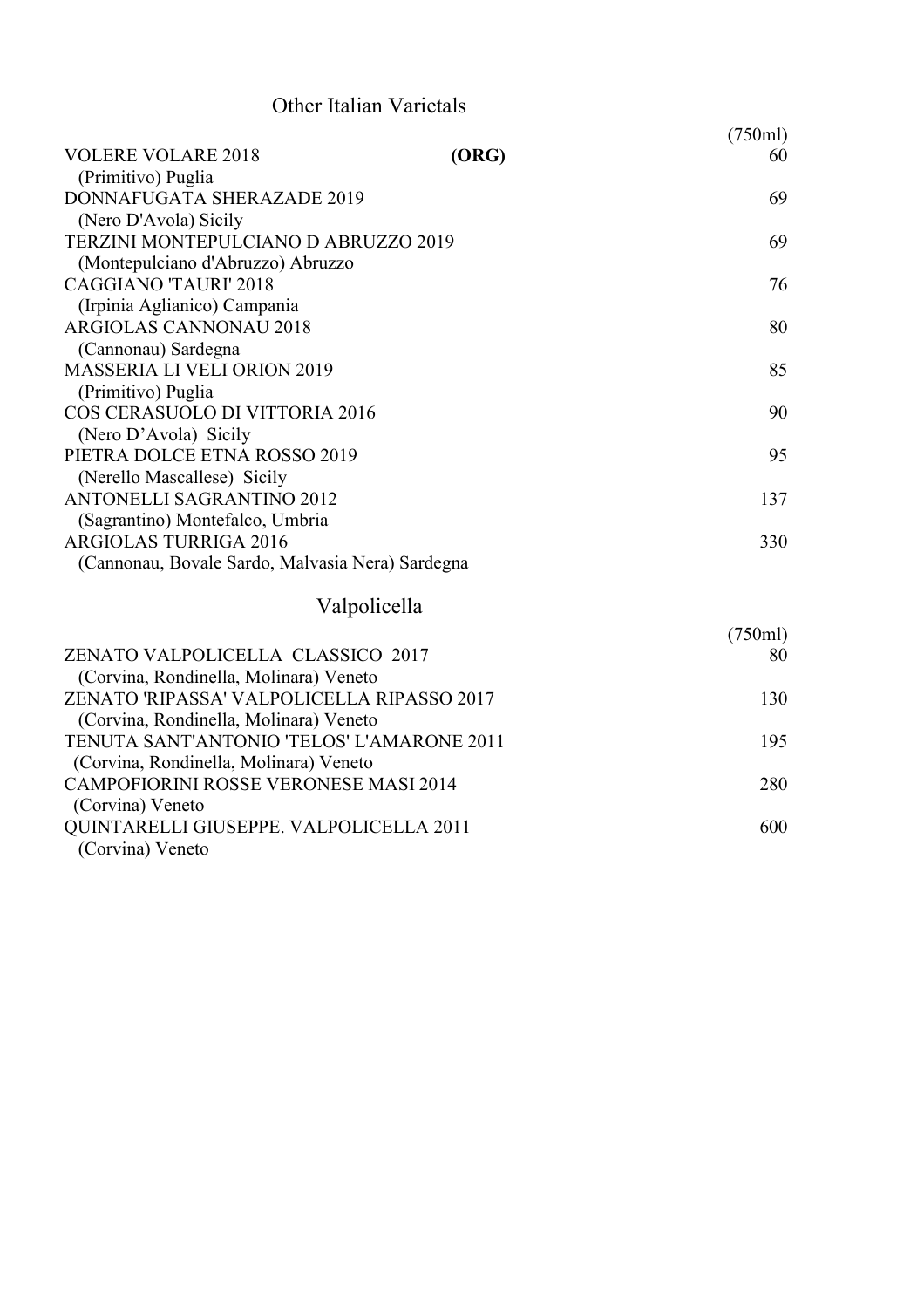## Other Italian Varietals

| | (750ml) |
|---|---|
| VOLERE VOLARE 2018 **(ORG)**<br>(Primitivo) Puglia | 60 |
| DONNAFUGATA SHERAZADE 2019<br>(Nero D'Avola) Sicily | 69 |
| TERZINI MONTEPULCIANO D ABRUZZO 2019<br>(Montepulciano d'Abruzzo) Abruzzo | 69 |
| CAGGIANO 'TAURI' 2018<br>(Irpinia Aglianico) Campania | 76 |
| ARGIOLAS CANNONAU 2018<br>(Cannonau) Sardegna | 80 |
| MASSERIA LI VELI ORION 2019<br>(Primitivo) Puglia | 85 |
| COS CERASUOLO DI VITTORIA 2016<br>(Nero D'Avola) Sicily | 90 |
| PIETRA DOLCE ETNA ROSSO 2019<br>(Nerello Mascallese) Sicily | 95 |
| ANTONELLI SAGRANTINO 2012<br>(Sagrantino) Montefalco, Umbria | 137 |
| ARGIOLAS TURRIGA 2016<br>(Cannonau, Bovale Sardo, Malvasia Nera) Sardegna | 330 |

## Valpolicella

| | (750ml) |
|---|---|
| ZENATO VALPOLICELLA CLASSICO 2017<br>(Corvina, Rondinella, Molinara) Veneto | 80 |
| ZENATO 'RIPASSA' VALPOLICELLA RIPASSO 2017<br>(Corvina, Rondinella, Molinara) Veneto | 130 |
| TENUTA SANT'ANTONIO 'TELOS' L'AMARONE 2011<br>(Corvina, Rondinella, Molinara) Veneto | 195 |
| CAMPOFIORINI ROSSE VERONESE MASI 2014<br>(Corvina) Veneto | 280 |
| QUINTARELLI GIUSEPPE. VALPOLICELLA 2011<br>(Corvina) Veneto | 600 |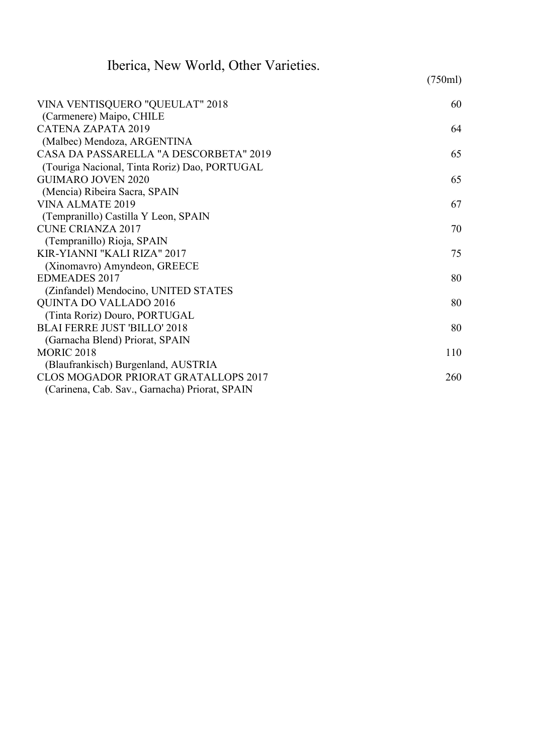# Iberica, New World, Other Varieties.

| | (750ml) |
|---|---|
| VINA VENTISQUERO "QUEULAT" 2018<br>(Carmenere) Maipo, CHILE | 60 |
| CATENA ZAPATA 2019<br>(Malbec) Mendoza, ARGENTINA | 64 |
| CASA DA PASSARELLA "A DESCORBETA" 2019<br>(Touriga Nacional, Tinta Roriz) Dao, PORTUGAL | 65 |
| GUIMARO JOVEN 2020<br>(Mencia) Ribeira Sacra, SPAIN | 65 |
| VINA ALMATE 2019<br>(Tempranillo) Castilla Y Leon, SPAIN | 67 |
| CUNE CRIANZA 2017<br>(Tempranillo) Rioja, SPAIN | 70 |
| KIR-YIANNI "KALI RIZA" 2017<br>(Xinomavro) Amyndeon, GREECE | 75 |
| EDMEADES 2017<br>(Zinfandel) Mendocino, UNITED STATES | 80 |
| QUINTA DO VALLADO 2016<br>(Tinta Roriz) Douro, PORTUGAL | 80 |
| BLAI FERRE JUST 'BILLO' 2018<br>(Garnacha Blend) Priorat, SPAIN | 80 |
| MORIC 2018<br>(Blaufrankisch) Burgenland, AUSTRIA | 110 |
| CLOS MOGADOR PRIORAT GRATALLOPS 2017<br>(Carinena, Cab. Sav., Garnacha) Priorat, SPAIN | 260 |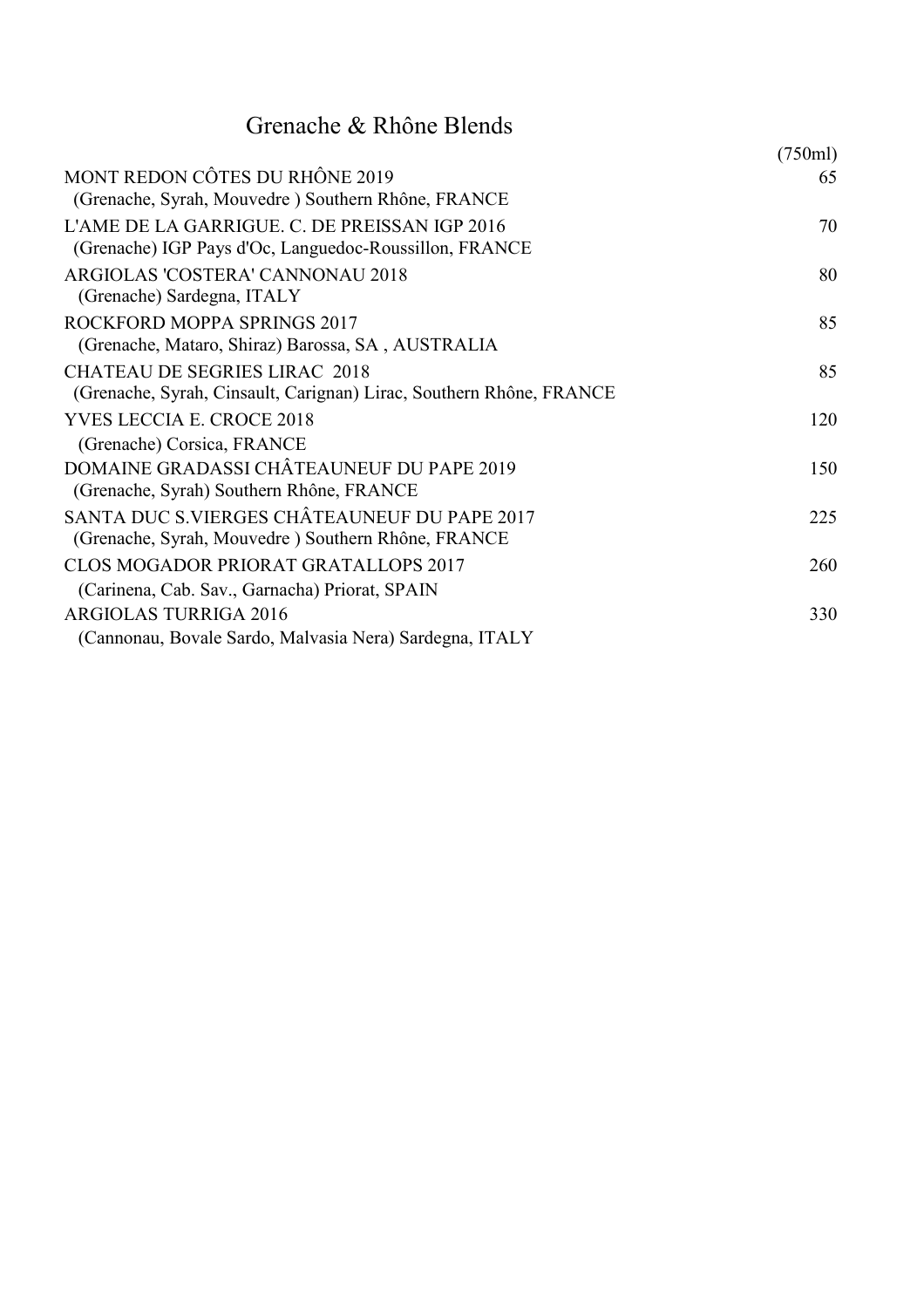## Grenache & Rhône Blends

| | (750ml) |
|---|---|
| MONT REDON CÔTES DU RHÔNE 2019<br>(Grenache, Syrah, Mouvedre ) Southern Rhône, FRANCE | 65 |
| L'AME DE LA GARRIGUE. C. DE PREISSAN IGP 2016<br>(Grenache) IGP Pays d'Oc, Languedoc-Roussillon, FRANCE | 70 |
| ARGIOLAS 'COSTERA' CANNONAU 2018<br>(Grenache) Sardegna, ITALY | 80 |
| ROCKFORD MOPPA SPRINGS 2017<br>(Grenache, Mataro, Shiraz) Barossa, SA , AUSTRALIA | 85 |
| CHATEAU DE SEGRIES LIRAC 2018<br>(Grenache, Syrah, Cinsault, Carignan) Lirac, Southern Rhône, FRANCE | 85 |
| YVES LECCIA E. CROCE 2018<br>(Grenache) Corsica, FRANCE | 120 |
| DOMAINE GRADASSI CHÂTEAUNEUF DU PAPE 2019<br>(Grenache, Syrah) Southern Rhône, FRANCE | 150 |
| SANTA DUC S.VIERGES CHÂTEAUNEUF DU PAPE 2017<br>(Grenache, Syrah, Mouvedre ) Southern Rhône, FRANCE | 225 |
| CLOS MOGADOR PRIORAT GRATALLOPS 2017<br>(Carinena, Cab. Sav., Garnacha) Priorat, SPAIN | 260 |
| ARGIOLAS TURRIGA 2016<br>(Cannonau, Bovale Sardo, Malvasia Nera) Sardegna, ITALY | 330 |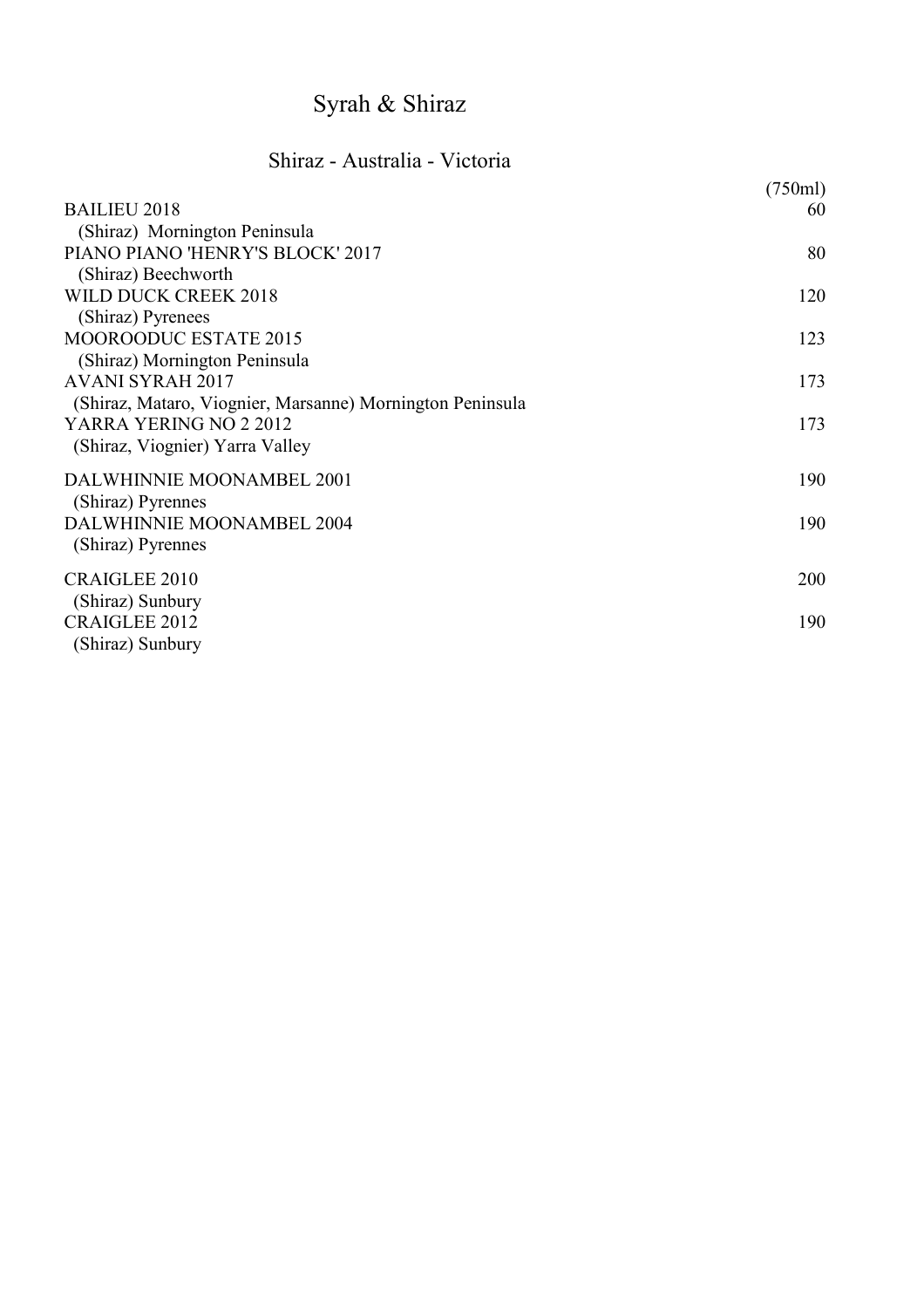# Syrah & Shiraz

## Shiraz - Australia - Victoria

| | (750ml) |
|---|---|
| BAILIEU 2018<br>(Shiraz) Mornington Peninsula | 60 |
| PIANO PIANO 'HENRY'S BLOCK' 2017<br>(Shiraz) Beechworth | 80 |
| WILD DUCK CREEK 2018<br>(Shiraz) Pyrenees | 120 |
| MOOROODUC ESTATE 2015<br>(Shiraz) Mornington Peninsula | 123 |
| AVANI SYRAH 2017<br>(Shiraz, Mataro, Viognier, Marsanne) Mornington Peninsula | 173 |
| YARRA YERING NO 2 2012<br>(Shiraz, Viognier) Yarra Valley | 173 |
| DALWHINNIE MOONAMBEL 2001<br>(Shiraz) Pyrennes | 190 |
| DALWHINNIE MOONAMBEL 2004<br>(Shiraz) Pyrennes | 190 |
| CRAIGLEE 2010<br>(Shiraz) Sunbury | 200 |
| CRAIGLEE 2012<br>(Shiraz) Sunbury | 190 |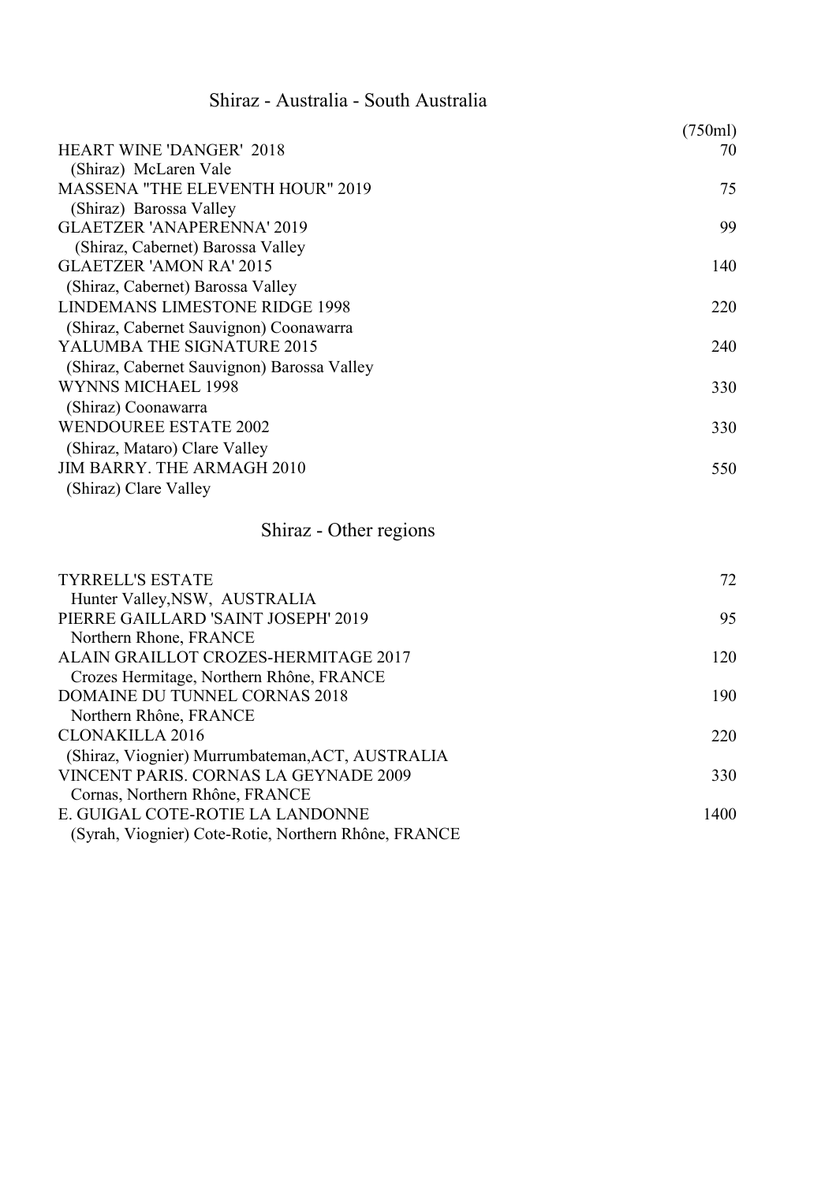## Shiraz - Australia - South Australia

| | (750ml) |
|---|---|
| HEART WINE 'DANGER' 2018<br>(Shiraz) McLaren Vale | 70 |
| MASSENA "THE ELEVENTH HOUR" 2019<br>(Shiraz) Barossa Valley | 75 |
| GLAETZER 'ANAPERENNA' 2019<br>(Shiraz, Cabernet) Barossa Valley | 99 |
| GLAETZER 'AMON RA' 2015<br>(Shiraz, Cabernet) Barossa Valley | 140 |
| LINDEMANS LIMESTONE RIDGE 1998<br>(Shiraz, Cabernet Sauvignon) Coonawarra | 220 |
| YALUMBA THE SIGNATURE 2015<br>(Shiraz, Cabernet Sauvignon) Barossa Valley | 240 |
| WYNNS MICHAEL 1998<br>(Shiraz) Coonawarra | 330 |
| WENDOUREE ESTATE 2002<br>(Shiraz, Mataro) Clare Valley | 330 |
| JIM BARRY. THE ARMAGH 2010<br>(Shiraz) Clare Valley | 550 |

## Shiraz - Other regions

| | |
|---|---|
| TYRRELL'S ESTATE<br>Hunter Valley,NSW, AUSTRALIA | 72 |
| PIERRE GAILLARD 'SAINT JOSEPH' 2019<br>Northern Rhone, FRANCE | 95 |
| ALAIN GRAILLOT CROZES-HERMITAGE 2017<br>Crozes Hermitage, Northern Rhône, FRANCE | 120 |
| DOMAINE DU TUNNEL CORNAS 2018<br>Northern Rhône, FRANCE | 190 |
| CLONAKILLA 2016<br>(Shiraz, Viognier) Murrumbateman,ACT, AUSTRALIA | 220 |
| VINCENT PARIS. CORNAS LA GEYNADE 2009<br>Cornas, Northern Rhône, FRANCE | 330 |
| E. GUIGAL COTE-ROTIE LA LANDONNE<br>(Syrah, Viognier) Cote-Rotie, Northern Rhône, FRANCE | 1400 |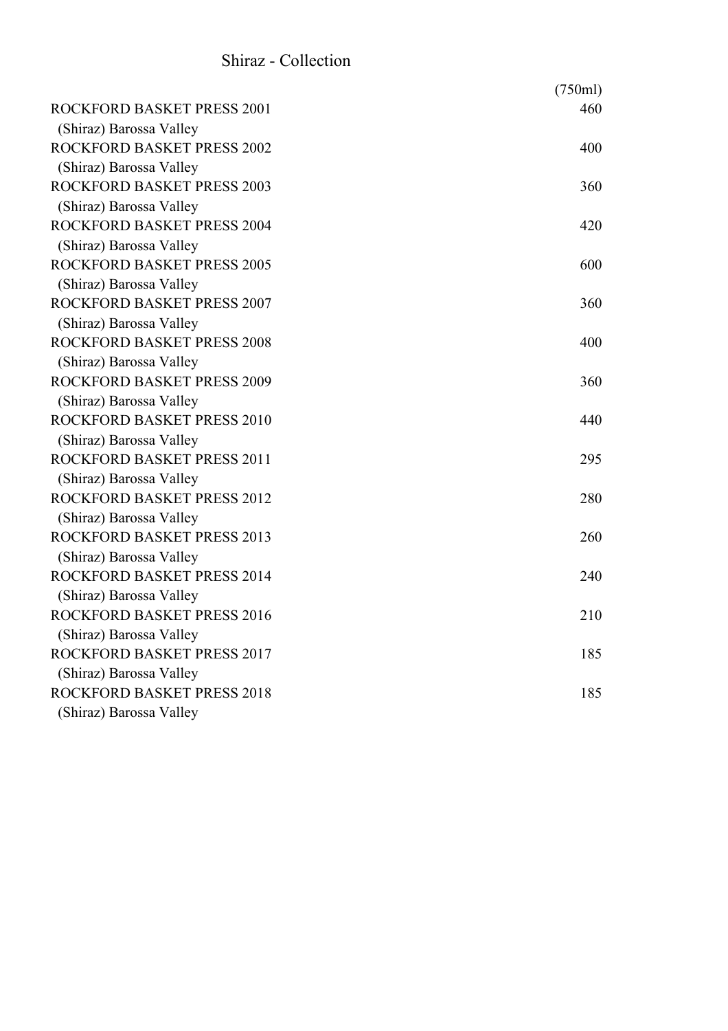## Shiraz - Collection

| | (750ml) |
|---|---|
| ROCKFORD BASKET PRESS 2001<br>(Shiraz) Barossa Valley | 460 |
| ROCKFORD BASKET PRESS 2002<br>(Shiraz) Barossa Valley | 400 |
| ROCKFORD BASKET PRESS 2003<br>(Shiraz) Barossa Valley | 360 |
| ROCKFORD BASKET PRESS 2004<br>(Shiraz) Barossa Valley | 420 |
| ROCKFORD BASKET PRESS 2005<br>(Shiraz) Barossa Valley | 600 |
| ROCKFORD BASKET PRESS 2007<br>(Shiraz) Barossa Valley | 360 |
| ROCKFORD BASKET PRESS 2008<br>(Shiraz) Barossa Valley | 400 |
| ROCKFORD BASKET PRESS 2009<br>(Shiraz) Barossa Valley | 360 |
| ROCKFORD BASKET PRESS 2010<br>(Shiraz) Barossa Valley | 440 |
| ROCKFORD BASKET PRESS 2011<br>(Shiraz) Barossa Valley | 295 |
| ROCKFORD BASKET PRESS 2012<br>(Shiraz) Barossa Valley | 280 |
| ROCKFORD BASKET PRESS 2013<br>(Shiraz) Barossa Valley | 260 |
| ROCKFORD BASKET PRESS 2014<br>(Shiraz) Barossa Valley | 240 |
| ROCKFORD BASKET PRESS 2016<br>(Shiraz) Barossa Valley | 210 |
| ROCKFORD BASKET PRESS 2017<br>(Shiraz) Barossa Valley | 185 |
| ROCKFORD BASKET PRESS 2018<br>(Shiraz) Barossa Valley | 185 |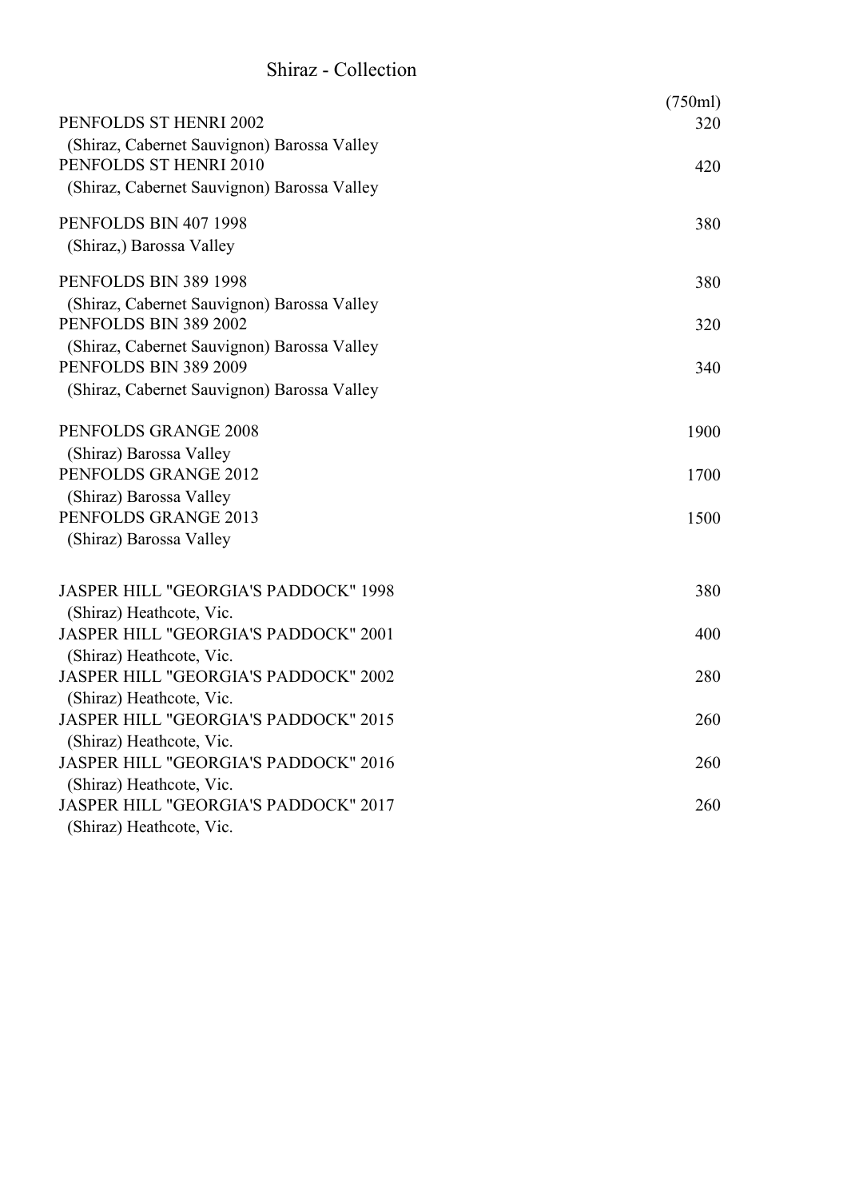# Shiraz - Collection

| | (750ml) |
|---|---|
| PENFOLDS ST HENRI 2002<br>(Shiraz, Cabernet Sauvignon) Barossa Valley | 320 |
| PENFOLDS ST HENRI 2010<br>(Shiraz, Cabernet Sauvignon) Barossa Valley | 420 |
| PENFOLDS BIN 407 1998<br>(Shiraz,) Barossa Valley | 380 |
| PENFOLDS BIN 389 1998<br>(Shiraz, Cabernet Sauvignon) Barossa Valley | 380 |
| PENFOLDS BIN 389 2002<br>(Shiraz, Cabernet Sauvignon) Barossa Valley | 320 |
| PENFOLDS BIN 389 2009<br>(Shiraz, Cabernet Sauvignon) Barossa Valley | 340 |
| PENFOLDS GRANGE 2008<br>(Shiraz) Barossa Valley | 1900 |
| PENFOLDS GRANGE 2012<br>(Shiraz) Barossa Valley | 1700 |
| PENFOLDS GRANGE 2013<br>(Shiraz) Barossa Valley | 1500 |
| JASPER HILL "GEORGIA'S PADDOCK" 1998<br>(Shiraz) Heathcote, Vic. | 380 |
| JASPER HILL "GEORGIA'S PADDOCK" 2001<br>(Shiraz) Heathcote, Vic. | 400 |
| JASPER HILL "GEORGIA'S PADDOCK" 2002<br>(Shiraz) Heathcote, Vic. | 280 |
| JASPER HILL "GEORGIA'S PADDOCK" 2015<br>(Shiraz) Heathcote, Vic. | 260 |
| JASPER HILL "GEORGIA'S PADDOCK" 2016<br>(Shiraz) Heathcote, Vic. | 260 |
| JASPER HILL "GEORGIA'S PADDOCK" 2017<br>(Shiraz) Heathcote, Vic. | 260 |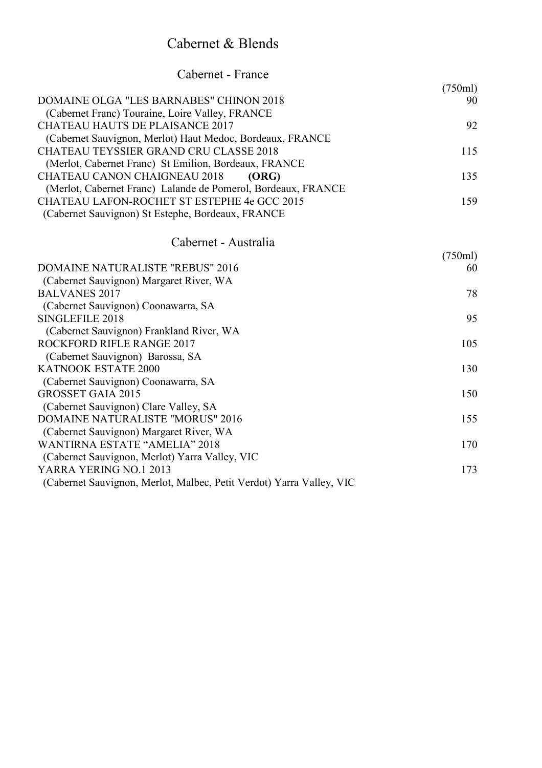# Cabernet & Blends

## Cabernet - France

| | (750ml) |
|---|---|
| DOMAINE OLGA "LES BARNABES" CHINON 2018<br>(Cabernet Franc) Touraine, Loire Valley, FRANCE | 90 |
| CHATEAU HAUTS DE PLAISANCE 2017<br>(Cabernet Sauvignon, Merlot) Haut Medoc, Bordeaux, FRANCE | 92 |
| CHATEAU TEYSSIER GRAND CRU CLASSE 2018<br>(Merlot, Cabernet Franc) St Emilion, Bordeaux, FRANCE | 115 |
| CHATEAU CANON CHAIGNEAU 2018 **(ORG)**<br>(Merlot, Cabernet Franc) Lalande de Pomerol, Bordeaux, FRANCE | 135 |
| CHATEAU LAFON-ROCHET ST ESTEPHE 4e GCC 2015<br>(Cabernet Sauvignon) St Estephe, Bordeaux, FRANCE | 159 |

## Cabernet - Australia

| | (750ml) |
|---|---|
| DOMAINE NATURALISTE "REBUS" 2016<br>(Cabernet Sauvignon) Margaret River, WA | 60 |
| BALVANES 2017<br>(Cabernet Sauvignon) Coonawarra, SA | 78 |
| SINGLEFILE 2018<br>(Cabernet Sauvignon) Frankland River, WA | 95 |
| ROCKFORD RIFLE RANGE 2017<br>(Cabernet Sauvignon) Barossa, SA | 105 |
| KATNOOK ESTATE 2000<br>(Cabernet Sauvignon) Coonawarra, SA | 130 |
| GROSSET GAIA 2015<br>(Cabernet Sauvignon) Clare Valley, SA | 150 |
| DOMAINE NATURALISTE "MORUS" 2016<br>(Cabernet Sauvignon) Margaret River, WA | 155 |
| WANTIRNA ESTATE "AMELIA" 2018<br>(Cabernet Sauvignon, Merlot) Yarra Valley, VIC | 170 |
| YARRA YERING NO.1 2013<br>(Cabernet Sauvignon, Merlot, Malbec, Petit Verdot) Yarra Valley, VIC | 173 |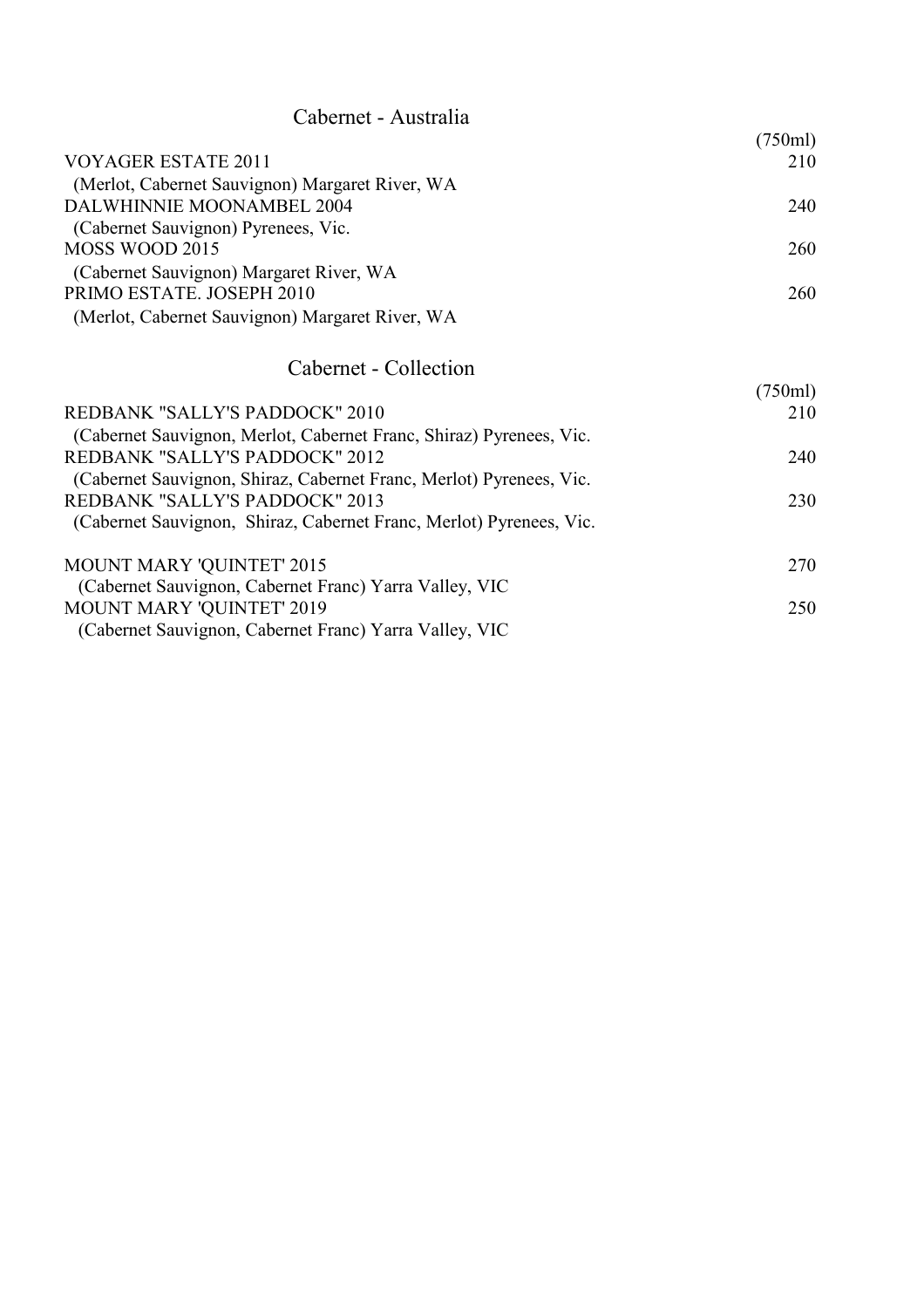## Cabernet - Australia

| | (750ml) |
|---|---|
| VOYAGER ESTATE 2011 | 210 |
| (Merlot, Cabernet Sauvignon) Margaret River, WA | |
| DALWHINNIE MOONAMBEL 2004 | 240 |
| (Cabernet Sauvignon) Pyrenees, Vic. | |
| MOSS WOOD 2015 | 260 |
| (Cabernet Sauvignon) Margaret River, WA | |
| PRIMO ESTATE. JOSEPH 2010 | 260 |
| (Merlot, Cabernet Sauvignon) Margaret River, WA | |

## Cabernet - Collection

| | (750ml) |
|---|---|
| REDBANK "SALLY'S PADDOCK" 2010 | 210 |
| (Cabernet Sauvignon, Merlot, Cabernet Franc, Shiraz) Pyrenees, Vic. | |
| REDBANK "SALLY'S PADDOCK" 2012 | 240 |
| (Cabernet Sauvignon, Shiraz, Cabernet Franc, Merlot) Pyrenees, Vic. | |
| REDBANK "SALLY'S PADDOCK" 2013 | 230 |
| (Cabernet Sauvignon, Shiraz, Cabernet Franc, Merlot) Pyrenees, Vic. | |
| MOUNT MARY 'QUINTET' 2015 | 270 |
| (Cabernet Sauvignon, Cabernet Franc) Yarra Valley, VIC | |
| MOUNT MARY 'QUINTET' 2019 | 250 |
| (Cabernet Sauvignon, Cabernet Franc) Yarra Valley, VIC | |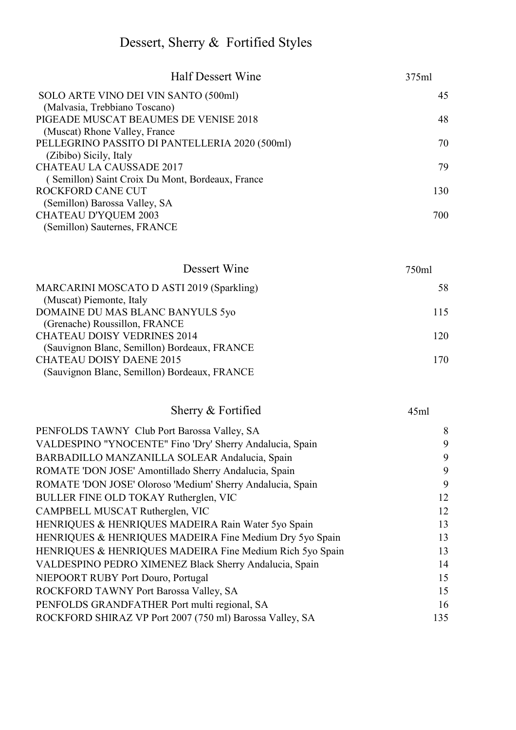# Dessert, Sherry & Fortified Styles

## Half Dessert Wine

| Wine | 375ml |
|---|---|
| SOLO ARTE VINO DEI VIN SANTO (500ml) (Malvasia, Trebbiano Toscano) | 45 |
| PIGEADE MUSCAT BEAUMES DE VENISE 2018 (Muscat) Rhone Valley, France | 48 |
| PELLEGRINO PASSITO DI PANTELLERIA 2020 (500ml) (Zibibo) Sicily, Italy | 70 |
| CHATEAU LA CAUSSADE 2017 ( Semillon) Saint Croix Du Mont, Bordeaux, France | 79 |
| ROCKFORD CANE CUT (Semillon) Barossa Valley, SA | 130 |
| CHATEAU D'YQUEM 2003 (Semillon) Sauternes, FRANCE | 700 |

## Dessert Wine

| Wine | 750ml |
|---|---|
| MARCARINI MOSCATO D ASTI 2019 (Sparkling) (Muscat) Piemonte, Italy | 58 |
| DOMAINE DU MAS BLANC BANYULS 5yo (Grenache) Roussillon, FRANCE | 115 |
| CHATEAU DOISY VEDRINES 2014 (Sauvignon Blanc, Semillon) Bordeaux, FRANCE | 120 |
| CHATEAU DOISY DAENE 2015 (Sauvignon Blanc, Semillon) Bordeaux, FRANCE | 170 |

## Sherry & Fortified

| Wine | 45ml |
|---|---|
| PENFOLDS TAWNY Club Port Barossa Valley, SA | 8 |
| VALDESPINO "YNOCENTE" Fino 'Dry' Sherry Andalucia, Spain | 9 |
| BARBADILLO MANZANILLA SOLEAR Andalucia, Spain | 9 |
| ROMATE 'DON JOSE' Amontillado Sherry Andalucia, Spain | 9 |
| ROMATE 'DON JOSE' Oloroso 'Medium' Sherry Andalucia, Spain | 9 |
| BULLER FINE OLD TOKAY Rutherglen, VIC | 12 |
| CAMPBELL MUSCAT Rutherglen, VIC | 12 |
| HENRIQUES & HENRIQUES MADEIRA Rain Water 5yo Spain | 13 |
| HENRIQUES & HENRIQUES MADEIRA Fine Medium Dry 5yo Spain | 13 |
| HENRIQUES & HENRIQUES MADEIRA Fine Medium Rich 5yo Spain | 13 |
| VALDESPINO PEDRO XIMENEZ Black Sherry Andalucia, Spain | 14 |
| NIEPOORT RUBY Port Douro, Portugal | 15 |
| ROCKFORD TAWNY Port Barossa Valley, SA | 15 |
| PENFOLDS GRANDFATHER Port multi regional, SA | 16 |
| ROCKFORD SHIRAZ VP Port 2007 (750 ml) Barossa Valley, SA | 135 |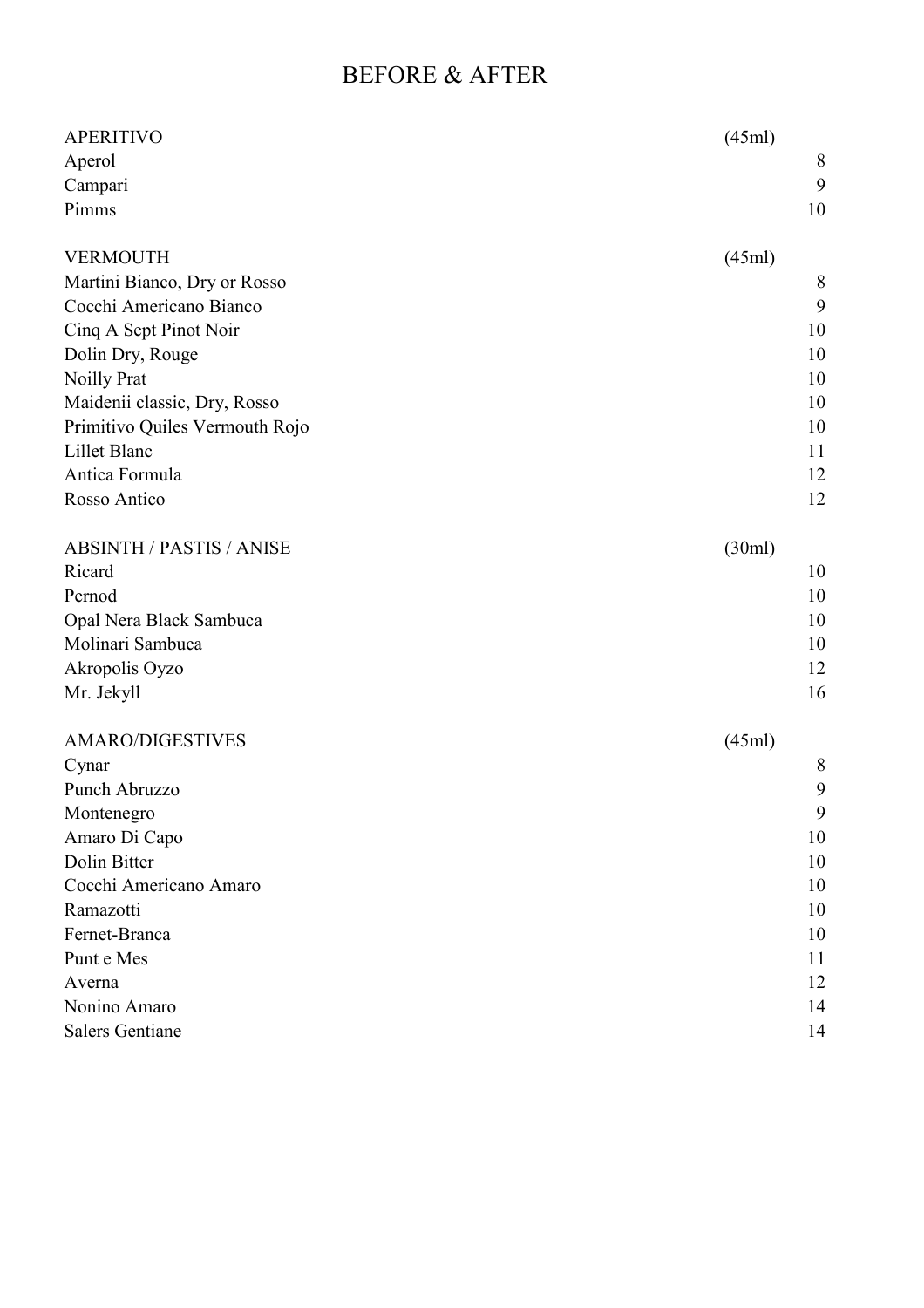# BEFORE & AFTER

| APERITIVO | (45ml) |
|---|---|
| Aperol | 8 |
| Campari | 9 |
| Pimms | 10 |

| VERMOUTH | (45ml) |
|---|---|
| Martini Bianco, Dry or Rosso | 8 |
| Cocchi Americano Bianco | 9 |
| Cinq A Sept Pinot Noir | 10 |
| Dolin Dry, Rouge | 10 |
| Noilly Prat | 10 |
| Maidenii classic, Dry, Rosso | 10 |
| Primitivo Quiles Vermouth Rojo | 10 |
| Lillet Blanc | 11 |
| Antica Formula | 12 |
| Rosso Antico | 12 |

| ABSINTH / PASTIS / ANISE | (30ml) |
|---|---|
| Ricard | 10 |
| Pernod | 10 |
| Opal Nera Black Sambuca | 10 |
| Molinari Sambuca | 10 |
| Akropolis Oyzo | 12 |
| Mr. Jekyll | 16 |

| AMARO/DIGESTIVES | (45ml) |
|---|---|
| Cynar | 8 |
| Punch Abruzzo | 9 |
| Montenegro | 9 |
| Amaro Di Capo | 10 |
| Dolin Bitter | 10 |
| Cocchi Americano Amaro | 10 |
| Ramazotti | 10 |
| Fernet-Branca | 10 |
| Punt e Mes | 11 |
| Averna | 12 |
| Nonino Amaro | 14 |
| Salers Gentiane | 14 |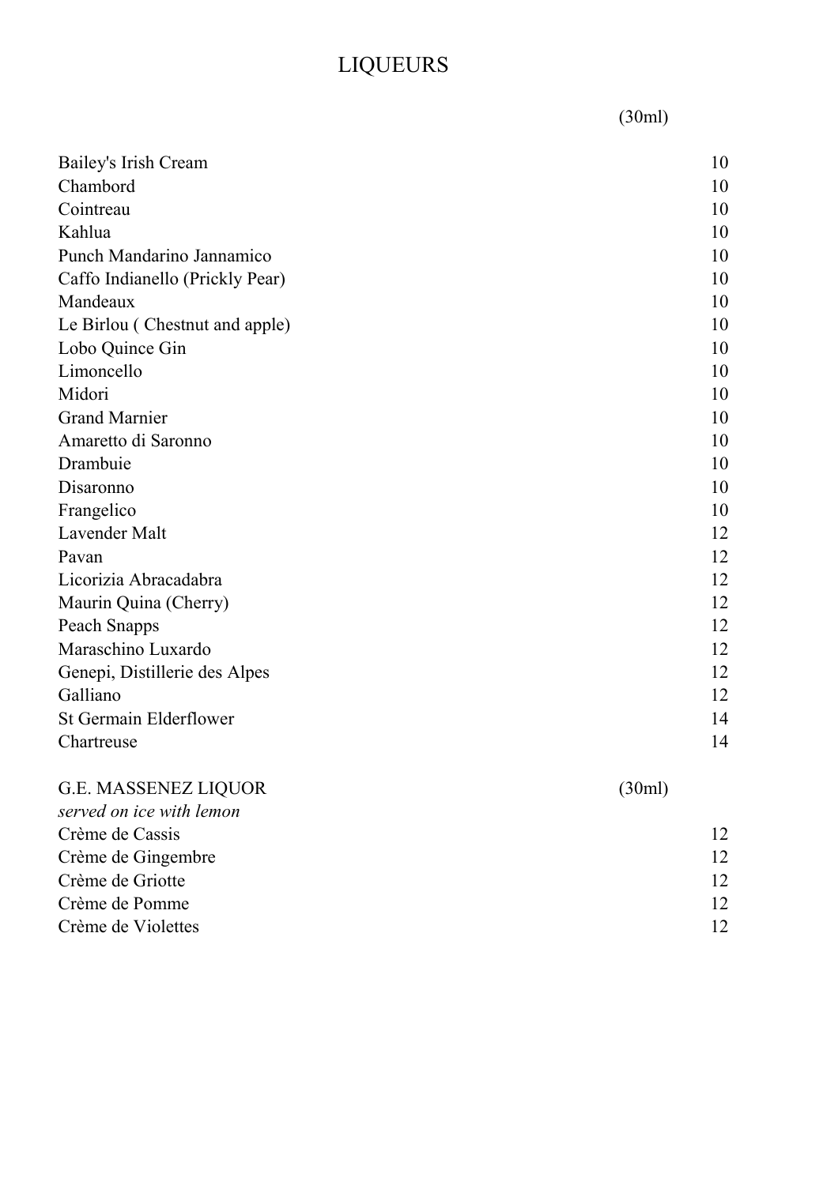# LIQUEURS

| | (30ml) |
|---|---|
| Bailey's Irish Cream | 10 |
| Chambord | 10 |
| Cointreau | 10 |
| Kahlua | 10 |
| Punch Mandarino Jannamico | 10 |
| Caffo Indianello (Prickly Pear) | 10 |
| Mandeaux | 10 |
| Le Birlou ( Chestnut and apple) | 10 |
| Lobo Quince Gin | 10 |
| Limoncello | 10 |
| Midori | 10 |
| Grand Marnier | 10 |
| Amaretto di Saronno | 10 |
| Drambuie | 10 |
| Disaronno | 10 |
| Frangelico | 10 |
| Lavender Malt | 12 |
| Pavan | 12 |
| Licorizia Abracadabra | 12 |
| Maurin Quina (Cherry) | 12 |
| Peach Snapps | 12 |
| Maraschino Luxardo | 12 |
| Genepi, Distillerie des Alpes | 12 |
| Galliano | 12 |
| St Germain Elderflower | 14 |
| Chartreuse | 14 |

| G.E. MASSENEZ LIQUOR | (30ml) |
|---|---|
| *served on ice with lemon* | |
| Crème de Cassis | 12 |
| Crème de Gingembre | 12 |
| Crème de Griotte | 12 |
| Crème de Pomme | 12 |
| Crème de Violettes | 12 |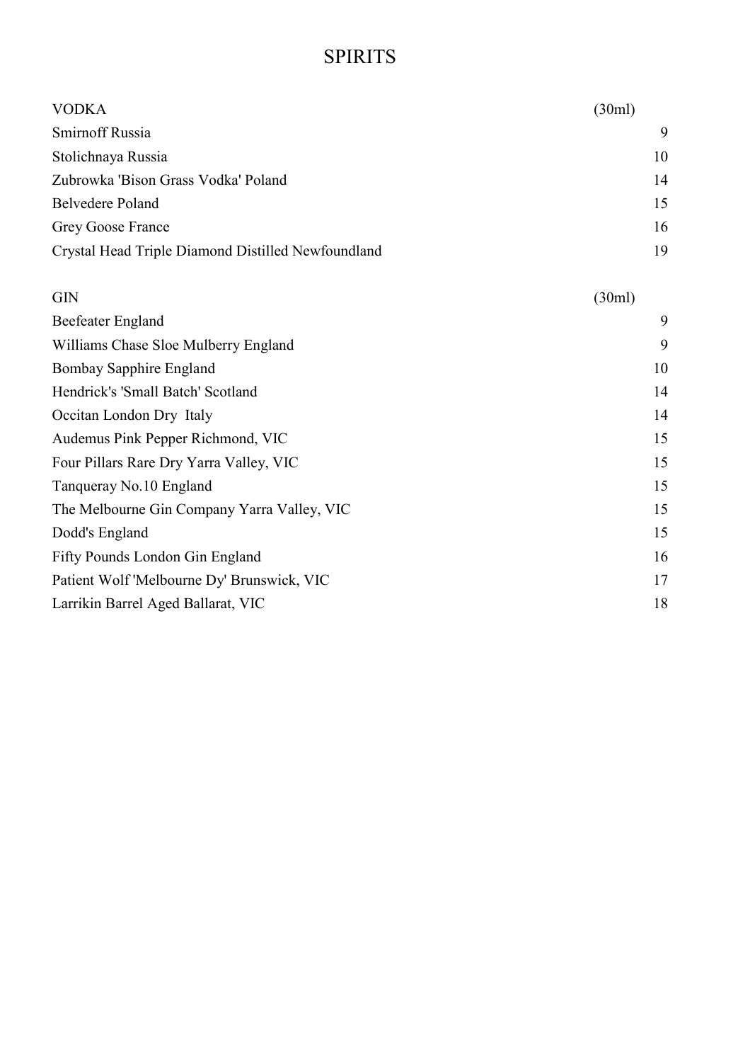# SPIRITS

| VODKA | (30ml) |
| --- | --- |
| Smirnoff Russia | 9 |
| Stolichnaya Russia | 10 |
| Zubrowka 'Bison Grass Vodka' Poland | 14 |
| Belvedere Poland | 15 |
| Grey Goose France | 16 |
| Crystal Head Triple Diamond Distilled Newfoundland | 19 |

| GIN | (30ml) |
| --- | --- |
| Beefeater England | 9 |
| Williams Chase Sloe Mulberry England | 9 |
| Bombay Sapphire England | 10 |
| Hendrick's 'Small Batch' Scotland | 14 |
| Occitan London Dry Italy | 14 |
| Audemus Pink Pepper Richmond, VIC | 15 |
| Four Pillars Rare Dry Yarra Valley, VIC | 15 |
| Tanqueray No.10 England | 15 |
| The Melbourne Gin Company Yarra Valley, VIC | 15 |
| Dodd's England | 15 |
| Fifty Pounds London Gin England | 16 |
| Patient Wolf 'Melbourne Dy' Brunswick, VIC | 17 |
| Larrikin Barrel Aged Ballarat, VIC | 18 |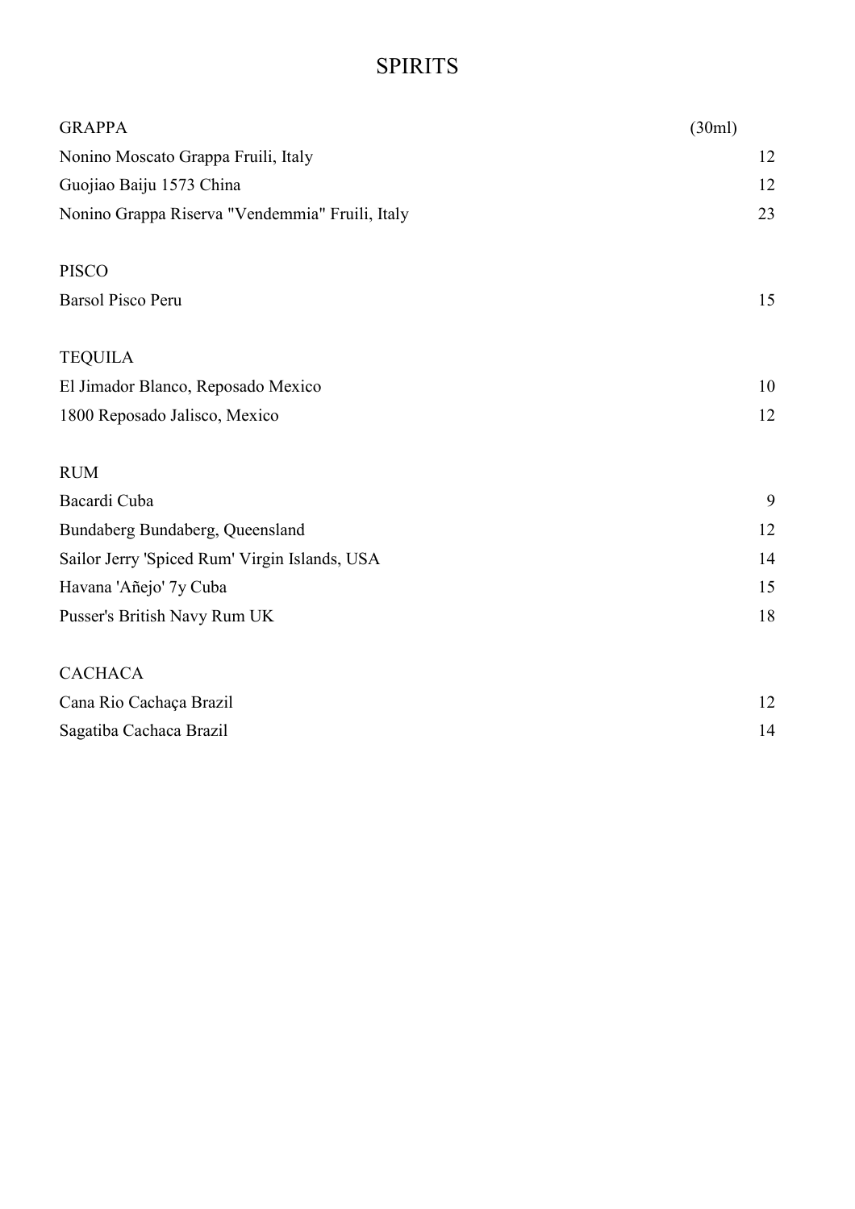# SPIRITS

| GRAPPA | (30ml) |
|---|---|
| Nonino Moscato Grappa Fruili, Italy | 12 |
| Guojiao Baiju 1573 China | 12 |
| Nonino Grappa Riserva "Vendemmia" Fruili, Italy | 23 |
| | |
| **PISCO** | |
| Barsol Pisco Peru | 15 |
| | |
| **TEQUILA** | |
| El Jimador Blanco, Reposado Mexico | 10 |
| 1800 Reposado Jalisco, Mexico | 12 |
| | |
| **RUM** | |
| Bacardi Cuba | 9 |
| Bundaberg Bundaberg, Queensland | 12 |
| Sailor Jerry 'Spiced Rum' Virgin Islands, USA | 14 |
| Havana 'Añejo' 7y Cuba | 15 |
| Pusser's British Navy Rum UK | 18 |
| | |
| **CACHACA** | |
| Cana Rio Cachaça Brazil | 12 |
| Sagatiba Cachaca Brazil | 14 |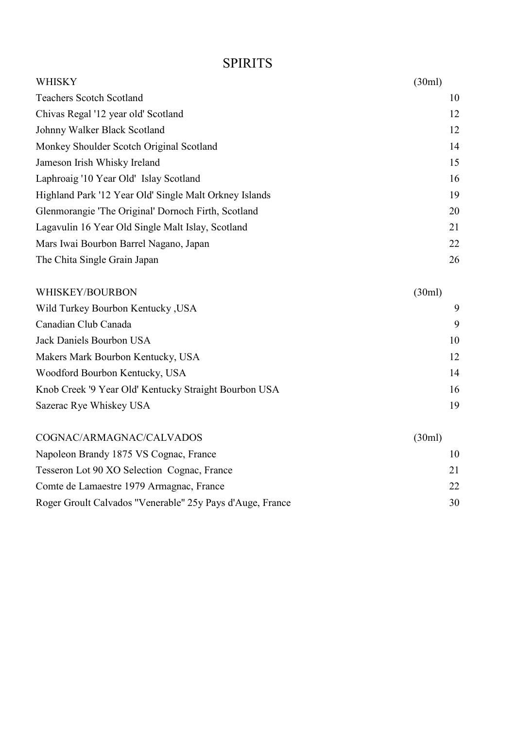# SPIRITS

| WHISKY | (30ml) |
|---|---|
| Teachers Scotch Scotland | 10 |
| Chivas Regal '12 year old' Scotland | 12 |
| Johnny Walker Black Scotland | 12 |
| Monkey Shoulder Scotch Original Scotland | 14 |
| Jameson Irish Whisky Ireland | 15 |
| Laphroaig '10 Year Old' Islay Scotland | 16 |
| Highland Park '12 Year Old' Single Malt Orkney Islands | 19 |
| Glenmorangie 'The Original' Dornoch Firth, Scotland | 20 |
| Lagavulin 16 Year Old Single Malt Islay, Scotland | 21 |
| Mars Iwai Bourbon Barrel Nagano, Japan | 22 |
| The Chita Single Grain Japan | 26 |

| WHISKEY/BOURBON | (30ml) |
|---|---|
| Wild Turkey Bourbon Kentucky ,USA | 9 |
| Canadian Club Canada | 9 |
| Jack Daniels Bourbon USA | 10 |
| Makers Mark Bourbon Kentucky, USA | 12 |
| Woodford Bourbon Kentucky, USA | 14 |
| Knob Creek '9 Year Old' Kentucky Straight Bourbon USA | 16 |
| Sazerac Rye Whiskey USA | 19 |

| COGNAC/ARMAGNAC/CALVADOS | (30ml) |
|---|---|
| Napoleon Brandy 1875 VS Cognac, France | 10 |
| Tesseron Lot 90 XO Selection Cognac, France | 21 |
| Comte de Lamaestre 1979 Armagnac, France | 22 |
| Roger Groult Calvados "Venerable" 25y Pays d'Auge, France | 30 |